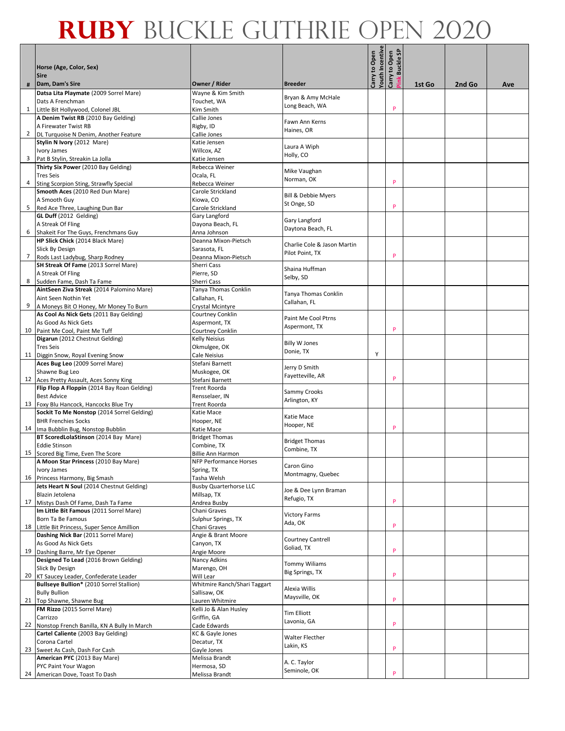# RUBY BUCKLE GUTHRIE OPEN 2020

| # | Horse (Age, Color, Sex)<br>Sire<br>Dam, Dam's Sire | Owner / Rider | Breeder | Carry to Open Youth Incentive | Carry to Open Pink Buckle SP | 1st Go | 2nd Go | Ave |
|---|---|---|---|---|---|---|---|---|
| 1 | **Datsa Lita Playmate** (2009 Sorrel Mare)<br>Dats A Frenchman<br>Little Bit Hollywood, Colonel JBL | Wayne & Kim Smith<br>Touchet, WA<br>Kim Smith | Bryan & Amy McHale<br>Long Beach, WA | | P | | | |
| 2 | **A Denim Twist RB** (2010 Bay Gelding)<br>A Firewater Twist RB<br>DL Turquoise N Denim, Another Feature | Callie Jones<br>Rigby, ID<br>Callie Jones | Fawn Ann Kerns<br>Haines, OR | | | | | |
| 3 | **Stylin N Ivory** (2012 Mare)<br>Ivory James<br>Pat B Stylin, Streakin La Jolla | Katie Jensen<br>Willcox, AZ<br>Katie Jensen | Laura A Wiph<br>Holly, CO | | | | | |
| 4 | **Thirty Six Power** (2010 Bay Gelding)<br>Tres Seis<br>Sting Scorpion Sting, Strawfly Special | Rebecca Weiner<br>Ocala, FL<br>Rebecca Weiner | Mike Vaughan<br>Norman, OK | | P | | | |
| 5 | **Smooth Aces** (2010 Red Dun Mare)<br>A Smooth Guy<br>Red Ace Three, Laughing Dun Bar | Carole Strickland<br>Kiowa, CO<br>Carole Strickland | Bill & Debbie Myers<br>St Onge, SD | | P | | | |
| 6 | **GL Duff** (2012 Gelding)<br>A Streak Of Fling<br>Shakeit For The Guys, Frenchmans Guy | Gary Langford<br>Dayona Beach, FL<br>Anna Johnson | Gary Langford<br>Daytona Beach, FL | | | | | |
| 7 | **HP Slick Chick** (2014 Black Mare)<br>Slick By Design<br>Rods Last Ladybug, Sharp Rodney | Deanna Mixon-Pietsch<br>Sarasota, FL<br>Deanna Mixon-Pietsch | Charlie Cole & Jason Martin<br>Pilot Point, TX | | P | | | |
| 8 | **SH Streak Of Fame** (2013 Sorrel Mare)<br>A Streak Of Fling<br>Sudden Fame, Dash Ta Fame | Sherri Cass<br>Pierre, SD<br>Sherri Cass | Shaina Huffman<br>Selby, SD | | | | | |
| 9 | **AintSeen Ziva Streak** (2014 Palomino Mare)<br>Aint Seen Nothin Yet<br>A Moneys Bit O Honey, Mr Money To Burn | Tanya Thomas Conklin<br>Callahan, FL<br>Crystal Mcintyre | Tanya Thomas Conklin<br>Callahan, FL | | | | | |
| 10 | **As Cool As Nick Gets** (2011 Bay Gelding)<br>As Good As Nick Gets<br>Paint Me Cool, Paint Me Tuff | Courtney Conklin<br>Aspermont, TX<br>Courtney Conklin | Paint Me Cool Ptrns<br>Aspermont, TX | | P | | | |
| 11 | **Digarun** (2012 Chestnut Gelding)<br>Tres Seis<br>Diggin Snow, Royal Evening Snow | Kelly Neisius<br>Okmulgee, OK<br>Cale Neisius | Billy W Jones<br>Donie, TX | Y | | | | |
| 12 | **Aces Bug Leo** (2009 Sorrel Mare)<br>Shawne Bug Leo<br>Aces Pretty Assault, Aces Sonny King | Stefani Barnett<br>Muskogee, OK<br>Stefani Barnett | Jerry D Smith<br>Fayetteville, AR | | P | | | |
| 13 | **Flip Flop A Floppin** (2014 Bay Roan Gelding)<br>Best Advice<br>Foxy Blu Hancock, Hancocks Blue Try | Trent Roorda<br>Rensselaer, IN<br>Trent Roorda | Sammy Crooks<br>Arlington, KY | | | | | |
| 14 | **Sockit To Me Nonstop** (2014 Sorrel Gelding)<br>BHR Frenchies Socks<br>Ima Bubblin Bug, Nonstop Bubblin | Katie Mace<br>Hooper, NE<br>Katie Mace | Katie Mace<br>Hooper, NE | | P | | | |
| 15 | **BT ScoredLolaStinson** (2014 Bay Mare)<br>Eddie Stinson<br>Scored Big Time, Even The Score | Bridget Thomas<br>Combine, TX<br>Billie Ann Harmon | Bridget Thomas<br>Combine, TX | | | | | |
| 16 | **A Moon Star Princess** (2010 Bay Mare)<br>Ivory James<br>Princess Harmony, Big Smash | NFP Performance Horses<br>Spring, TX<br>Tasha Welsh | Caron Gino<br>Montmagny, Quebec | | | | | |
| 17 | **Jets Heart N Soul** (2014 Chestnut Gelding)<br>Blazin Jetolena<br>Mistys Dash Of Fame, Dash Ta Fame | Busby Quarterhorse LLC<br>Millsap, TX<br>Andrea Busby | Joe & Dee Lynn Braman<br>Refugio, TX | | P | | | |
| 18 | **Im Little Bit Famous** (2011 Sorrel Mare)<br>Born Ta Be Famous<br>Little Bit Princess, Super Sence Amillion | Chani Graves<br>Sulphur Springs, TX<br>Chani Graves | Victory Farms<br>Ada, OK | | P | | | |
| 19 | **Dashing Nick Bar** (2011 Sorrel Mare)<br>As Good As Nick Gets<br>Dashing Barre, Mr Eye Opener | Angie & Brant Moore<br>Canyon, TX<br>Angie Moore | Courtney Cantrell<br>Goliad, TX | | P | | | |
| 20 | **Designed To Lead** (2016 Brown Gelding)<br>Slick By Design<br>KT Saucey Leader, Confederate Leader | Nancy Adkins<br>Marengo, OH<br>Will Lear | Tommy Wiliams<br>Big Springs, TX | | P | | | |
| 21 | **Bullseye Bullion*** (2010 Sorrel Stallion)<br>Bully Bullion<br>Top Shawne, Shawne Bug | Whitmire Ranch/Shari Taggart<br>Sallisaw, OK<br>Lauren Whitmire | Alexia Willis<br>Maysville, OK | | P | | | |
| 22 | **FM Rizzo** (2015 Sorrel Mare)<br>Carrizzo<br>Nonstop French Banilla, KN A Bully In March | Kelli Jo & Alan Husley<br>Griffin, GA<br>Cade Edwards | Tim Elliott<br>Lavonia, GA | | P | | | |
| 23 | **Cartel Caliente** (2003 Bay Gelding)<br>Corona Cartel<br>Sweet As Cash, Dash For Cash | KC & Gayle Jones<br>Decatur, TX<br>Gayle Jones | Walter Flecther<br>Lakin, KS | | P | | | |
| 24 | **American PYC** (2013 Bay Mare)<br>PYC Paint Your Wagon<br>American Dove, Toast To Dash | Melissa Brandt<br>Hermosa, SD<br>Melissa Brandt | A. C. Taylor<br>Seminole, OK | | P | | | |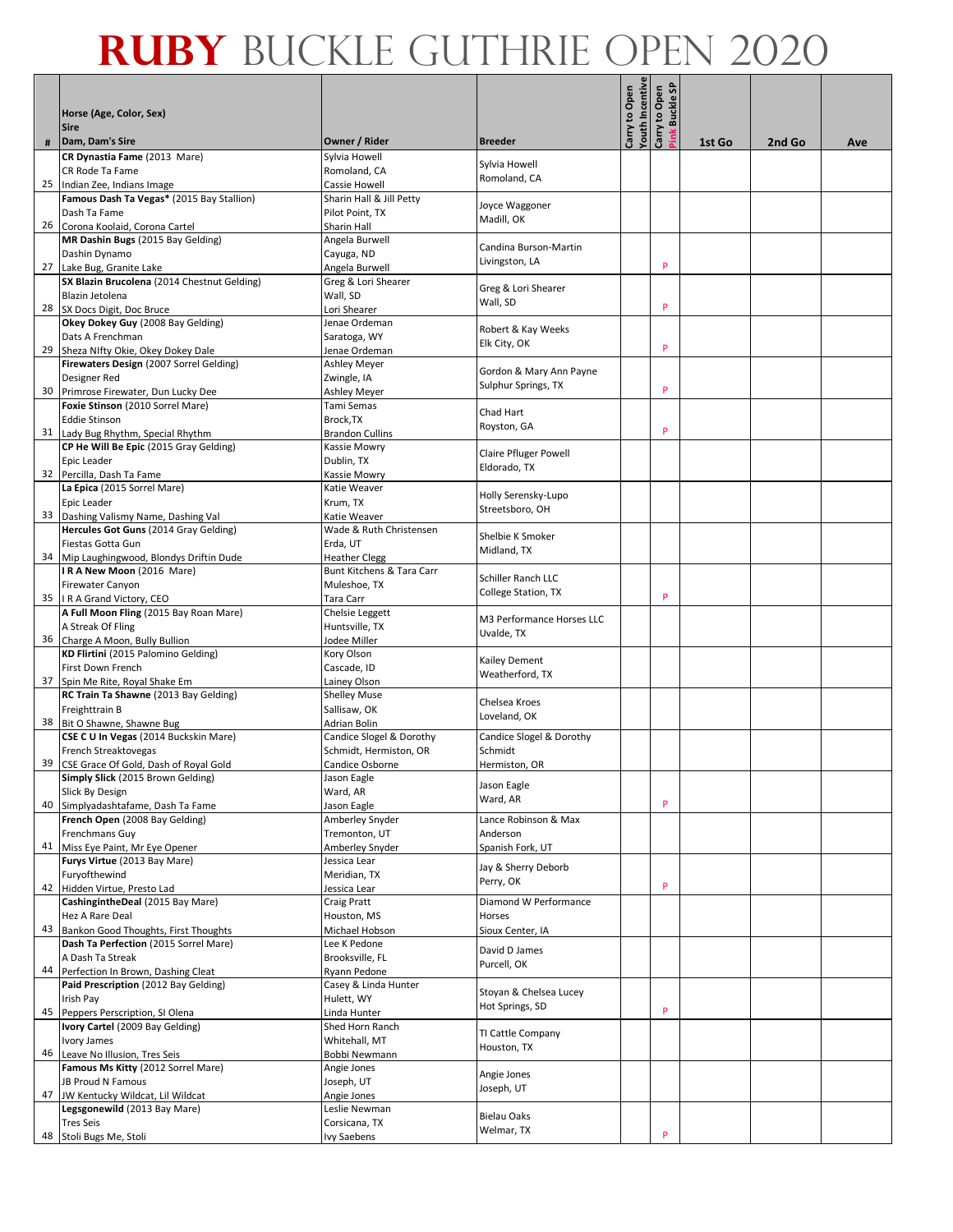# RUBY BUCKLE GUTHRIE OPEN 2020

| # | Horse (Age, Color, Sex)<br>Sire<br>Dam, Dam's Sire | Owner / Rider | Breeder | Carry to Open Youth Incentive | Carry to Open Pink Buckle SP | 1st Go | 2nd Go | Ave |
|---|---|---|---|---|---|---|---|---|
| 25 | **CR Dynastia Fame** (2013 Mare)<br>CR Rode Ta Fame<br>Indian Zee, Indians Image | Sylvia Howell<br>Romoland, CA<br>Cassie Howell | Sylvia Howell<br>Romoland, CA | | | | | |
| 26 | **Famous Dash Ta Vegas*** (2015 Bay Stallion)<br>Dash Ta Fame<br>Corona Koolaid, Corona Cartel | Sharin Hall & Jill Petty<br>Pilot Point, TX<br>Sharin Hall | Joyce Waggoner<br>Madill, OK | | | | | |
| 27 | **MR Dashin Bugs** (2015 Bay Gelding)<br>Dashin Dynamo<br>Lake Bug, Granite Lake | Angela Burwell<br>Cayuga, ND<br>Angela Burwell | Candina Burson-Martin<br>Livingston, LA | | P | | | |
| 28 | **SX Blazin Brucolena** (2014 Chestnut Gelding)<br>Blazin Jetolena<br>SX Docs Digit, Doc Bruce | Greg & Lori Shearer<br>Wall, SD<br>Lori Shearer | Greg & Lori Shearer<br>Wall, SD | | P | | | |
| 29 | **Okey Dokey Guy** (2008 Bay Gelding)<br>Dats A Frenchman<br>Sheza NIfty Okie, Okey Dokey Dale | Jenae Ordeman<br>Saratoga, WY<br>Jenae Ordeman | Robert & Kay Weeks<br>Elk City, OK | | P | | | |
| 30 | **Firewaters Design** (2007 Sorrel Gelding)<br>Designer Red<br>Primrose Firewater, Dun Lucky Dee | Ashley Meyer<br>Zwingle, IA<br>Ashley Meyer | Gordon & Mary Ann Payne<br>Sulphur Springs, TX | | P | | | |
| 31 | **Foxie Stinson** (2010 Sorrel Mare)<br>Eddie Stinson<br>Lady Bug Rhythm, Special Rhythm | Tami Semas<br>Brock,TX<br>Brandon Cullins | Chad Hart<br>Royston, GA | | P | | | |
| 32 | **CP He Will Be Epic** (2015 Gray Gelding)<br>Epic Leader<br>Percilla, Dash Ta Fame | Kassie Mowry<br>Dublin, TX<br>Kassie Mowry | Claire Pfluger Powell<br>Eldorado, TX | | | | | |
| 33 | **La Epica** (2015 Sorrel Mare)<br>Epic Leader<br>Dashing Valismy Name, Dashing Val | Katie Weaver<br>Krum, TX<br>Katie Weaver | Holly Serensky-Lupo<br>Streetsboro, OH | | | | | |
| 34 | **Hercules Got Guns** (2014 Gray Gelding)<br>Fiestas Gotta Gun<br>Mip Laughingwood, Blondys Driftin Dude | Wade & Ruth Christensen<br>Erda, UT<br>Heather Clegg | Shelbie K Smoker<br>Midland, TX | | | | | |
| 35 | **I R A New Moon** (2016 Mare)<br>Firewater Canyon<br>I R A Grand Victory, CEO | Bunt Kitchens & Tara Carr<br>Muleshoe, TX<br>Tara Carr | Schiller Ranch LLC<br>College Station, TX | | P | | | |
| 36 | **A Full Moon Fling** (2015 Bay Roan Mare)<br>A Streak Of Fling<br>Charge A Moon, Bully Bullion | Chelsie Leggett<br>Huntsville, TX<br>Jodee Miller | M3 Performance Horses LLC<br>Uvalde, TX | | | | | |
| 37 | **KD Flirtini** (2015 Palomino Gelding)<br>First Down French<br>Spin Me Rite, Royal Shake Em | Kory Olson<br>Cascade, ID<br>Lainey Olson | Kailey Dement<br>Weatherford, TX | | | | | |
| 38 | **RC Train Ta Shawne** (2013 Bay Gelding)<br>Freighttrain B<br>Bit O Shawne, Shawne Bug | Shelley Muse<br>Sallisaw, OK<br>Adrian Bolin | Chelsea Kroes<br>Loveland, OK | | | | | |
| 39 | **CSE C U In Vegas** (2014 Buckskin Mare)<br>French Streaktovegas<br>CSE Grace Of Gold, Dash of Royal Gold | Candice Slogel & Dorothy Schmidt, Hermiston, OR<br>Candice Osborne | Candice Slogel & Dorothy Schmidt<br>Hermiston, OR | | | | | |
| 40 | **Simply Slick** (2015 Brown Gelding)<br>Slick By Design<br>Simplyadashtafame, Dash Ta Fame | Jason Eagle<br>Ward, AR<br>Jason Eagle | Jason Eagle<br>Ward, AR | | P | | | |
| 41 | **French Open** (2008 Bay Gelding)<br>Frenchmans Guy<br>Miss Eye Paint, Mr Eye Opener | Amberley Snyder<br>Tremonton, UT<br>Amberley Snyder | Lance Robinson & Max Anderson<br>Spanish Fork, UT | | | | | |
| 42 | **Furys Virtue** (2013 Bay Mare)<br>Furyofthewind<br>Hidden Virtue, Presto Lad | Jessica Lear<br>Meridian, TX<br>Jessica Lear | Jay & Sherry Deborb<br>Perry, OK | | P | | | |
| 43 | **CashingintheDeal** (2015 Bay Mare)<br>Hez A Rare Deal<br>Bankon Good Thoughts, First Thoughts | Craig Pratt<br>Houston, MS<br>Michael Hobson | Diamond W Performance Horses<br>Sioux Center, IA | | | | | |
| 44 | **Dash Ta Perfection** (2015 Sorrel Mare)<br>A Dash Ta Streak<br>Perfection In Brown, Dashing Cleat | Lee K Pedone<br>Brooksville, FL<br>Ryann Pedone | David D James<br>Purcell, OK | | | | | |
| 45 | **Paid Prescription** (2012 Bay Gelding)<br>Irish Pay<br>Peppers Perscription, SI Olena | Casey & Linda Hunter<br>Hulett, WY<br>Linda Hunter | Stoyan & Chelsea Lucey<br>Hot Springs, SD | | P | | | |
| 46 | **Ivory Cartel** (2009 Bay Gelding)<br>Ivory James<br>Leave No Illusion, Tres Seis | Shed Horn Ranch<br>Whitehall, MT<br>Bobbi Newmann | Tl Cattle Company<br>Houston, TX | | | | | |
| 47 | **Famous Ms Kitty** (2012 Sorrel Mare)<br>JB Proud N Famous<br>JW Kentucky Wildcat, Lil Wildcat | Angie Jones<br>Joseph, UT<br>Angie Jones | Angie Jones<br>Joseph, UT | | | | | |
| 48 | **Legsgonewild** (2013 Bay Mare)<br>Tres Seis<br>Stoli Bugs Me, Stoli | Leslie Newman<br>Corsicana, TX<br>Ivy Saebens | Bielau Oaks<br>Welmar, TX | | P | | | |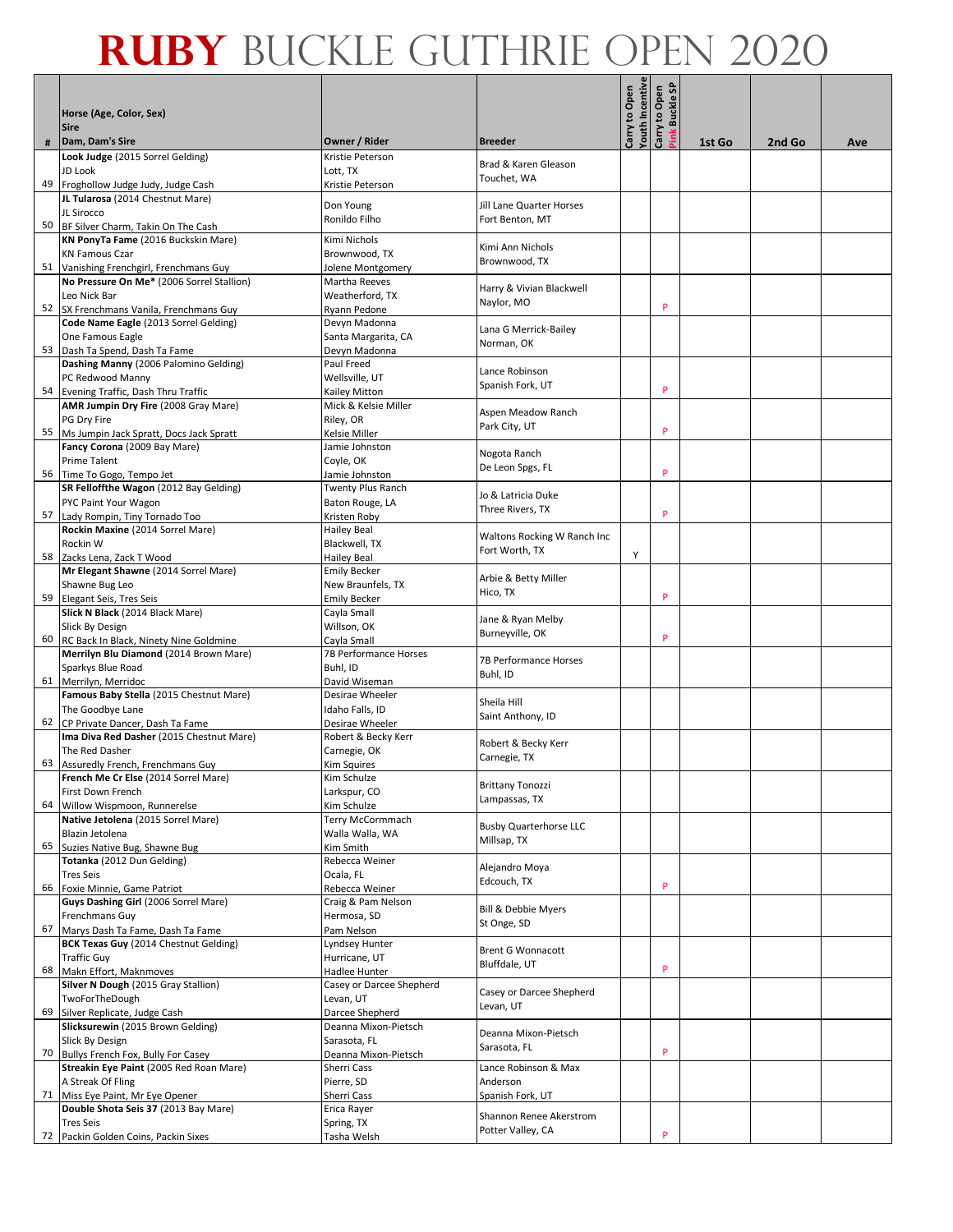# RUBY BUCKLE GUTHRIE OPEN 2020

| # | Horse (Age, Color, Sex)<br>Sire<br>Dam, Dam's Sire | Owner / Rider | Breeder | Carry to Open Youth Incentive | Carry to Open Pink Buckle SP | 1st Go | 2nd Go | Ave |
|---|---|---|---|---|---|---|---|---|
| 49 | **Look Judge** (2015 Sorrel Gelding)<br>JD Look<br>Froghollow Judge Judy, Judge Cash | Kristie Peterson<br>Lott, TX<br>Kristie Peterson | Brad & Karen Gleason<br>Touchet, WA | | | | | |
| 50 | **JL Tularosa** (2014 Chestnut Mare)<br>JL Sirocco<br>BF Silver Charm, Takin On The Cash | Don Young<br>Ronildo Filho | Jill Lane Quarter Horses<br>Fort Benton, MT | | | | | |
| 51 | **KN PonyTa Fame** (2016 Buckskin Mare)<br>KN Famous Czar<br>Vanishing Frenchgirl, Frenchmans Guy | Kimi Nichols<br>Brownwood, TX<br>Jolene Montgomery | Kimi Ann Nichols<br>Brownwood, TX | | | | | |
| 52 | **No Pressure On Me*** (2006 Sorrel Stallion)<br>Leo Nick Bar<br>SX Frenchmans Vanila, Frenchmans Guy | Martha Reeves<br>Weatherford, TX<br>Ryann Pedone | Harry & Vivian Blackwell<br>Naylor, MO | | P | | | |
| 53 | **Code Name Eagle** (2013 Sorrel Gelding)<br>One Famous Eagle<br>Dash Ta Spend, Dash Ta Fame | Devyn Madonna<br>Santa Margarita, CA<br>Devyn Madonna | Lana G Merrick-Bailey<br>Norman, OK | | | | | |
| 54 | **Dashing Manny** (2006 Palomino Gelding)<br>PC Redwood Manny<br>Evening Traffic, Dash Thru Traffic | Paul Freed<br>Wellsville, UT<br>Kailey Mitton | Lance Robinson<br>Spanish Fork, UT | | P | | | |
| 55 | **AMR Jumpin Dry Fire** (2008 Gray Mare)<br>PG Dry Fire<br>Ms Jumpin Jack Spratt, Docs Jack Spratt | Mick & Kelsie Miller<br>Riley, OR<br>Kelsie Miller | Aspen Meadow Ranch<br>Park City, UT | | P | | | |
| 56 | **Fancy Corona** (2009 Bay Mare)<br>Prime Talent<br>Time To Gogo, Tempo Jet | Jamie Johnston<br>Coyle, OK<br>Jamie Johnston | Nogota Ranch<br>De Leon Spgs, FL | | P | | | |
| 57 | **SR Fellofthe Wagon** (2012 Bay Gelding)<br>PYC Paint Your Wagon<br>Lady Rompin, Tiny Tornado Too | Twenty Plus Ranch<br>Baton Rouge, LA<br>Kristen Roby | Jo & Latricia Duke<br>Three Rivers, TX | | P | | | |
| 58 | **Rockin Maxine** (2014 Sorrel Mare)<br>Rockin W<br>Zacks Lena, Zack T Wood | Hailey Beal<br>Blackwell, TX<br>Hailey Beal | Waltons Rocking W Ranch Inc<br>Fort Worth, TX | Y | | | | |
| 59 | **Mr Elegant Shawne** (2014 Sorrel Mare)<br>Shawne Bug Leo<br>Elegant Seis, Tres Seis | Emily Becker<br>New Braunfels, TX<br>Emily Becker | Arbie & Betty Miller<br>Hico, TX | | P | | | |
| 60 | **Slick N Black** (2014 Black Mare)<br>Slick By Design<br>RC Back In Black, Ninety Nine Goldmine | Cayla Small<br>Willson, OK<br>Cayla Small | Jane & Ryan Melby<br>Burneyville, OK | | P | | | |
| 61 | **Merrilyn Blu Diamond** (2014 Brown Mare)<br>Sparkys Blue Road<br>Merrilyn, Merridoc | 7B Performance Horses<br>Buhl, ID<br>David Wiseman | 7B Performance Horses<br>Buhl, ID | | | | | |
| 62 | **Famous Baby Stella** (2015 Chestnut Mare)<br>The Goodbye Lane<br>CP Private Dancer, Dash Ta Fame | Desirae Wheeler<br>Idaho Falls, ID<br>Desirae Wheeler | Sheila Hill<br>Saint Anthony, ID | | | | | |
| 63 | **Ima Diva Red Dasher** (2015 Chestnut Mare)<br>The Red Dasher<br>Assuredly French, Frenchmans Guy | Robert & Becky Kerr<br>Carnegie, OK<br>Kim Squires | Robert & Becky Kerr<br>Carnegie, TX | | | | | |
| 64 | **French Me Cr Else** (2014 Sorrel Mare)<br>First Down French<br>Willow Wispmoon, Runnerelse | Kim Schulze<br>Larkspur, CO<br>Kim Schulze | Brittany Tonozzi<br>Lampassas, TX | | | | | |
| 65 | **Native Jetolena** (2015 Sorrel Mare)<br>Blazin Jetolena<br>Suzies Native Bug, Shawne Bug | Terry McCormmach<br>Walla Walla, WA<br>Kim Smith | Busby Quarterhorse LLC<br>Millsap, TX | | | | | |
| 66 | **Totanka** (2012 Dun Gelding)<br>Tres Seis<br>Foxie Minnie, Game Patriot | Rebecca Weiner<br>Ocala, FL<br>Rebecca Weiner | Alejandro Moya<br>Edcouch, TX | | P | | | |
| 67 | **Guys Dashing Girl** (2006 Sorrel Mare)<br>Frenchmans Guy<br>Marys Dash Ta Fame, Dash Ta Fame | Craig & Pam Nelson<br>Hermosa, SD<br>Pam Nelson | Bill & Debbie Myers<br>St Onge, SD | | | | | |
| 68 | **BCK Texas Guy** (2014 Chestnut Gelding)<br>Traffic Guy<br>Makn Effort, Maknmoves | Lyndsey Hunter<br>Hurricane, UT<br>Hadlee Hunter | Brent G Wonnacott<br>Bluffdale, UT | | P | | | |
| 69 | **Silver N Dough** (2015 Gray Stallion)<br>TwoForTheDough<br>Silver Replicate, Judge Cash | Casey or Darcee Shepherd<br>Levan, UT<br>Darcee Shepherd | Casey or Darcee Shepherd<br>Levan, UT | | | | | |
| 70 | **Slicksurewin** (2015 Brown Gelding)<br>Slick By Design<br>Bullys French Fox, Bully For Casey | Deanna Mixon-Pietsch<br>Sarasota, FL<br>Deanna Mixon-Pietsch | Deanna Mixon-Pietsch<br>Sarasota, FL | | P | | | |
| 71 | **Streakin Eye Paint** (2005 Red Roan Mare)<br>A Streak Of Fling<br>Miss Eye Paint, Mr Eye Opener | Sherri Cass<br>Pierre, SD<br>Sherri Cass | Lance Robinson & Max Anderson<br>Spanish Fork, UT | | | | | |
| 72 | **Double Shota Seis 37** (2013 Bay Mare)<br>Tres Seis<br>Packin Golden Coins, Packin Sixes | Erica Rayer<br>Spring, TX<br>Tasha Welsh | Shannon Renee Akerstrom<br>Potter Valley, CA | | P | | | |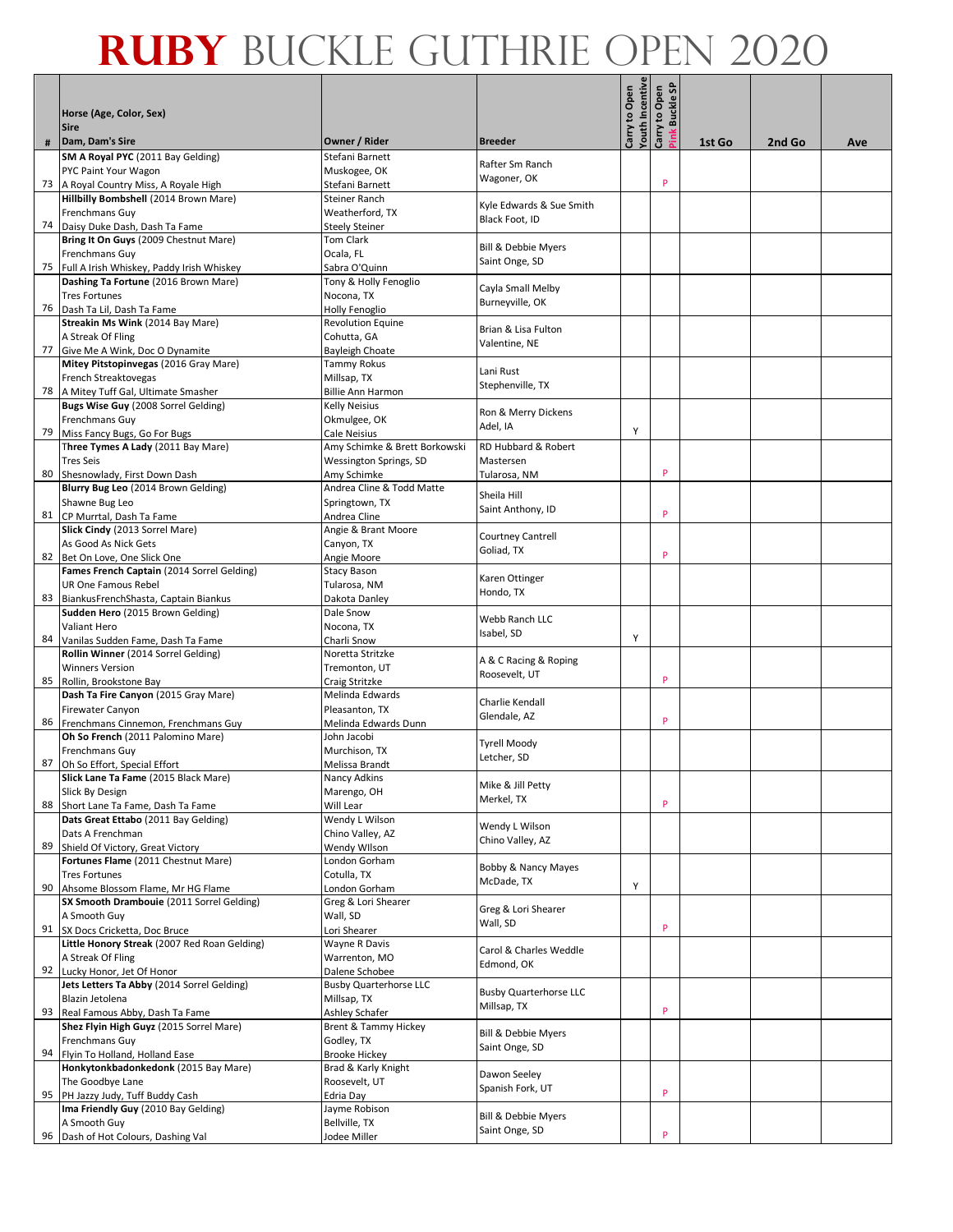# RUBY BUCKLE GUTHRIE OPEN 2020

| # | Horse (Age, Color, Sex)<br>Sire<br>Dam, Dam's Sire | Owner / Rider | Breeder | Carry to Open Youth Incentive | Carry to Open Pink Buckle SP | 1st Go | 2nd Go | Ave |
|---|---|---|---|---|---|---|---|---|
| 73 | **SM A Royal PYC** (2011 Bay Gelding)<br>PYC Paint Your Wagon<br>A Royal Country Miss, A Royale High | Stefani Barnett<br>Muskogee, OK<br>Stefani Barnett | Rafter Sm Ranch<br>Wagoner, OK | | P | | | |
| 74 | **Hillbilly Bombshell** (2014 Brown Mare)<br>Frenchmans Guy<br>Daisy Duke Dash, Dash Ta Fame | Steiner Ranch<br>Weatherford, TX<br>Steely Steiner | Kyle Edwards & Sue Smith<br>Black Foot, ID | | | | | |
| 75 | **Bring It On Guys** (2009 Chestnut Mare)<br>Frenchmans Guy<br>Full A Irish Whiskey, Paddy Irish Whiskey | Tom Clark<br>Ocala, FL<br>Sabra O'Quinn | Bill & Debbie Myers<br>Saint Onge, SD | | | | | |
| 76 | **Dashing Ta Fortune** (2016 Brown Mare)<br>Tres Fortunes<br>Dash Ta Lil, Dash Ta Fame | Tony & Holly Fenoglio<br>Nocona, TX<br>Holly Fenoglio | Cayla Small Melby<br>Burneyville, OK | | | | | |
| 77 | **Streakin Ms Wink** (2014 Bay Mare)<br>A Streak Of Fling<br>Give Me A Wink, Doc O Dynamite | Revolution Equine<br>Cohutta, GA<br>Bayleigh Choate | Brian & Lisa Fulton<br>Valentine, NE | | | | | |
| 78 | **Mitey Pitstopinvegas** (2016 Gray Mare)<br>French Streaktovegas<br>A Mitey Tuff Gal, Ultimate Smasher | Tammy Rokus<br>Millsap, TX<br>Billie Ann Harmon | Lani Rust<br>Stephenville, TX | | | | | |
| 79 | **Bugs Wise Guy** (2008 Sorrel Gelding)<br>Frenchmans Guy<br>Miss Fancy Bugs, Go For Bugs | Kelly Neisius<br>Okmulgee, OK<br>Cale Neisius | Ron & Merry Dickens<br>Adel, IA | Y | | | | |
| 80 | **Three Tymes A Lady** (2011 Bay Mare)<br>Tres Seis<br>Shesnowlady, First Down Dash | Amy Schimke & Brett Borkowski<br>Wessington Springs, SD<br>Amy Schimke | RD Hubbard & Robert Mastersen<br>Tularosa, NM | | P | | | |
| 81 | **Blurry Bug Leo** (2014 Brown Gelding)<br>Shawne Bug Leo<br>CP Murrtal, Dash Ta Fame | Andrea Cline & Todd Matte<br>Springtown, TX<br>Andrea Cline | Sheila Hill<br>Saint Anthony, ID | | P | | | |
| 82 | **Slick Cindy** (2013 Sorrel Mare)<br>As Good As Nick Gets<br>Bet On Love, One Slick One | Angie & Brant Moore<br>Canyon, TX<br>Angie Moore | Courtney Cantrell<br>Goliad, TX | | P | | | |
| 83 | **Fames French Captain** (2014 Sorrel Gelding)<br>UR One Famous Rebel<br>BiankusFrenchShasta, Captain Biankus | Stacy Bason<br>Tularosa, NM<br>Dakota Danley | Karen Ottinger<br>Hondo, TX | | | | | |
| 84 | **Sudden Hero** (2015 Brown Gelding)<br>Valiant Hero<br>Vanilas Sudden Fame, Dash Ta Fame | Dale Snow<br>Nocona, TX<br>Charli Snow | Webb Ranch LLC<br>Isabel, SD | Y | | | | |
| 85 | **Rollin Winner** (2014 Sorrel Gelding)<br>Winners Version<br>Rollin, Brookstone Bay | Noretta Stritzke<br>Tremonton, UT<br>Craig Stritzke | A & C Racing & Roping<br>Roosevelt, UT | | P | | | |
| 86 | **Dash Ta Fire Canyon** (2015 Gray Mare)<br>Firewater Canyon<br>Frenchmans Cinnemon, Frenchmans Guy | Melinda Edwards<br>Pleasanton, TX<br>Melinda Edwards Dunn | Charlie Kendall<br>Glendale, AZ | | P | | | |
| 87 | **Oh So French** (2011 Palomino Mare)<br>Frenchmans Guy<br>Oh So Effort, Special Effort | John Jacobi<br>Murchison, TX<br>Melissa Brandt | Tyrell Moody<br>Letcher, SD | | | | | |
| 88 | **Slick Lane Ta Fame** (2015 Black Mare)<br>Slick By Design<br>Short Lane Ta Fame, Dash Ta Fame | Nancy Adkins<br>Marengo, OH<br>Will Lear | Mike & Jill Petty<br>Merkel, TX | | P | | | |
| 89 | **Dats Great Ettabo** (2011 Bay Gelding)<br>Dats A Frenchman<br>Shield Of Victory, Great Victory | Wendy L Wilson<br>Chino Valley, AZ<br>Wendy WIlson | Wendy L Wilson<br>Chino Valley, AZ | | | | | |
| 90 | **Fortunes Flame** (2011 Chestnut Mare)<br>Tres Fortunes<br>Ahsome Blossom Flame, Mr HG Flame | London Gorham<br>Cotulla, TX<br>London Gorham | Bobby & Nancy Mayes<br>McDade, TX | Y | | | | |
| 91 | **SX Smooth Drambouie** (2011 Sorrel Gelding)<br>A Smooth Guy<br>SX Docs Cricketta, Doc Bruce | Greg & Lori Shearer<br>Wall, SD<br>Lori Shearer | Greg & Lori Shearer<br>Wall, SD | | P | | | |
| 92 | **Little Honory Streak** (2007 Red Roan Gelding)<br>A Streak Of Fling<br>Lucky Honor, Jet Of Honor | Wayne R Davis<br>Warrenton, MO<br>Dalene Schobee | Carol & Charles Weddle<br>Edmond, OK | | | | | |
| 93 | **Jets Letters Ta Abby** (2014 Sorrel Gelding)<br>Blazin Jetolena<br>Real Famous Abby, Dash Ta Fame | Busby Quarterhorse LLC<br>Millsap, TX<br>Ashley Schafer | Busby Quarterhorse LLC<br>Millsap, TX | | P | | | |
| 94 | **Shez Flyin High Guyz** (2015 Sorrel Mare)<br>Frenchmans Guy<br>Flyin To Holland, Holland Ease | Brent & Tammy Hickey<br>Godley, TX<br>Brooke Hickey | Bill & Debbie Myers<br>Saint Onge, SD | | | | | |
| 95 | **Honkytonkbadonkedonk** (2015 Bay Mare)<br>The Goodbye Lane<br>PH Jazzy Judy, Tuff Buddy Cash | Brad & Karly Knight<br>Roosevelt, UT<br>Edria Day | Dawon Seeley<br>Spanish Fork, UT | | P | | | |
| 96 | **Ima Friendly Guy** (2010 Bay Gelding)<br>A Smooth Guy<br>Dash of Hot Colours, Dashing Val | Jayme Robison<br>Bellville, TX<br>Jodee Miller | Bill & Debbie Myers<br>Saint Onge, SD | | P | | | |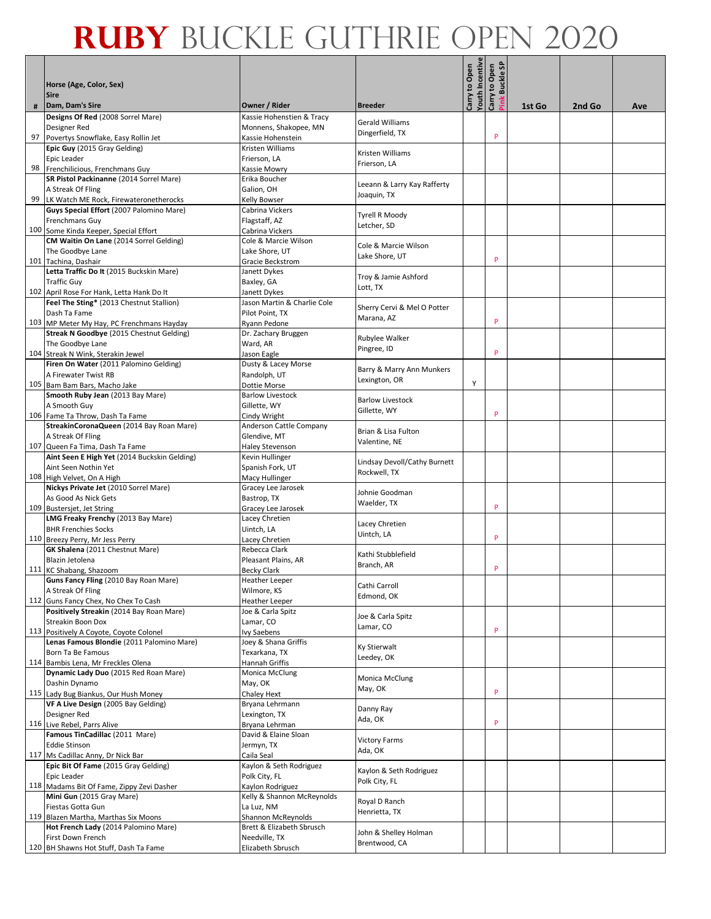# RUBY BUCKLE GUTHRIE OPEN 2020

| # | Horse (Age, Color, Sex)<br>Sire<br>Dam, Dam's Sire | Owner / Rider | Breeder | Carry to Open Youth Incentive | Carry to Open Pink Buckle SP | 1st Go | 2nd Go | Ave |
|---|---|---|---|---|---|---|---|---|
| 97 | **Designs Of Red** (2008 Sorrel Mare)<br>Designer Red<br>Povertys Snowflake, Easy Rollin Jet | Kassie Hohenstien & Tracy Monnens, Shakopee, MN<br>Kassie Hohenstein | Gerald Williams<br>Dingerfield, TX | | P | | | |
| 98 | **Epic Guy** (2015 Gray Gelding)<br>Epic Leader<br>Frenchilicious, Frenchmans Guy | Kristen Williams<br>Frierson, LA<br>Kassie Mowry | Kristen Williams<br>Frierson, LA | | | | | |
| 99 | **SR Pistol Packinanne** (2014 Sorrel Mare)<br>A Streak Of Fling<br>LK Watch ME Rock, Firewateronetherocks | Erika Boucher<br>Galion, OH<br>Kelly Bowser | Leeann & Larry Kay Rafferty<br>Joaquin, TX | | | | | |
| 100 | **Guys Special Effort** (2007 Palomino Mare)<br>Frenchmans Guy<br>Some Kinda Keeper, Special Effort | Cabrina Vickers<br>Flagstaff, AZ<br>Cabrina Vickers | Tyrell R Moody<br>Letcher, SD | | | | | |
| 101 | **CM Waitin On Lane** (2014 Sorrel Gelding)<br>The Goodbye Lane<br>Tachina, Dashair | Cole & Marcie Wilson<br>Lake Shore, UT<br>Gracie Beckstrom | Cole & Marcie Wilson<br>Lake Shore, UT | | P | | | |
| 102 | **Letta Traffic Do It** (2015 Buckskin Mare)<br>Traffic Guy<br>April Rose For Hank, Letta Hank Do It | Janett Dykes<br>Baxley, GA<br>Janett Dykes | Troy & Jamie Ashford<br>Lott, TX | | | | | |
| 103 | **Feel The Sting*** (2013 Chestnut Stallion)<br>Dash Ta Fame<br>MP Meter My Hay, PC Frenchmans Hayday | Jason Martin & Charlie Cole<br>Pilot Point, TX<br>Ryann Pedone | Sherry Cervi & Mel O Potter<br>Marana, AZ | | P | | | |
| 104 | **Streak N Goodbye** (2015 Chestnut Gelding)<br>The Goodbye Lane<br>Streak N Wink, Sterakin Jewel | Dr. Zachary Bruggen<br>Ward, AR<br>Jason Eagle | Rubylee Walker<br>Pingree, ID | | P | | | |
| 105 | **Firen On Water** (2011 Palomino Gelding)<br>A Firewater Twist RB<br>Bam Bam Bars, Macho Jake | Dusty & Lacey Morse<br>Randolph, UT<br>Dottie Morse | Barry & Marry Ann Munkers<br>Lexington, OR | Y | | | | |
| 106 | **Smooth Ruby Jean** (2013 Bay Mare)<br>A Smooth Guy<br>Fame Ta Throw, Dash Ta Fame | Barlow Livestock<br>Gillette, WY<br>Cindy Wright | Barlow Livestock<br>Gillette, WY | | P | | | |
| 107 | **StreakinCoronaQueen** (2014 Bay Roan Mare)<br>A Streak Of Fling<br>Queen Fa Tima, Dash Ta Fame | Anderson Cattle Company<br>Glendive, MT<br>Haley Stevenson | Brian & Lisa Fulton<br>Valentine, NE | | | | | |
| 108 | **Aint Seen E High Yet** (2014 Buckskin Gelding)<br>Aint Seen Nothin Yet<br>High Velvet, On A High | Kevin Hullinger<br>Spanish Fork, UT<br>Macy Hullinger | Lindsay Devoll/Cathy Burnett<br>Rockwell, TX | | | | | |
| 109 | **Nickys Private Jet** (2010 Sorrel Mare)<br>As Good As Nick Gets<br>Bustersjet, Jet String | Gracey Lee Jarosek<br>Bastrop, TX<br>Gracey Lee Jarosek | Johnie Goodman<br>Waelder, TX | | P | | | |
| 110 | **LMG Freaky Frenchy** (2013 Bay Mare)<br>BHR Frenchies Socks<br>Breezy Perry, Mr Jess Perry | Lacey Chretien<br>Uintch, LA<br>Lacey Chretien | Lacey Chretien<br>Uintch, LA | | P | | | |
| 111 | **GK Shalena** (2011 Chestnut Mare)<br>Blazin Jetolena<br>KC Shabang, Shazoom | Rebecca Clark<br>Pleasant Plains, AR<br>Becky Clark | Kathi Stubblefield<br>Branch, AR | | P | | | |
| 112 | **Guns Fancy Fling** (2010 Bay Roan Mare)<br>A Streak Of Fling<br>Guns Fancy Chex, No Chex To Cash | Heather Leeper<br>Wilmore, KS<br>Heather Leeper | Cathi Carroll<br>Edmond, OK | | | | | |
| 113 | **Positively Streakin** (2014 Bay Roan Mare)<br>Streakin Boon Dox<br>Positively A Coyote, Coyote Colonel | Joe & Carla Spitz<br>Lamar, CO<br>Ivy Saebens | Joe & Carla Spitz<br>Lamar, CO | | P | | | |
| 114 | **Lenas Famous Blondie** (2011 Palomino Mare)<br>Born Ta Be Famous<br>Bambis Lena, Mr Freckles Olena | Joey & Shana Griffis<br>Texarkana, TX<br>Hannah Griffis | Ky Stierwalt<br>Leedey, OK | | | | | |
| 115 | **Dynamic Lady Duo** (2015 Red Roan Mare)<br>Dashin Dynamo<br>Lady Bug Biankus, Our Hush Money | Monica McClung<br>May, OK<br>Chaley Hext | Monica McClung<br>May, OK | | P | | | |
| 116 | **VF A Live Design** (2005 Bay Gelding)<br>Designer Red<br>Live Rebel, Parrs Alive | Bryana Lehrmann<br>Lexington, TX<br>Bryana Lehrman | Danny Ray<br>Ada, OK | | P | | | |
| 117 | **Famous TinCadillac** (2011 Mare)<br>Eddie Stinson<br>Ms Cadillac Anny, Dr Nick Bar | David & Elaine Sloan<br>Jermyn, TX<br>Caila Seal | Victory Farms<br>Ada, OK | | | | | |
| 118 | **Epic Bit Of Fame** (2015 Gray Gelding)<br>Epic Leader<br>Madams Bit Of Fame, Zippy Zevi Dasher | Kaylon & Seth Rodriguez<br>Polk City, FL<br>Kaylon Rodriguez | Kaylon & Seth Rodriguez<br>Polk City, FL | | | | | |
| 119 | **Mini Gun** (2015 Gray Mare)<br>Fiestas Gotta Gun<br>Blazen Martha, Marthas Six Moons | Kelly & Shannon McReynolds<br>La Luz, NM<br>Shannon McReynolds | Royal D Ranch<br>Henrietta, TX | | | | | |
| 120 | **Hot French Lady** (2014 Palomino Mare)<br>First Down French<br>BH Shawns Hot Stuff, Dash Ta Fame | Brett & Elizabeth Sbrusch<br>Needville, TX<br>Elizabeth Sbrusch | John & Shelley Holman<br>Brentwood, CA | | | | | |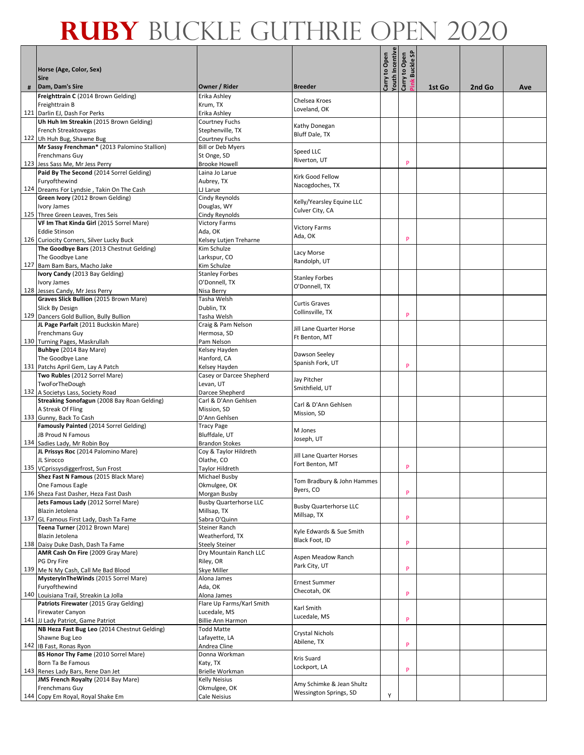# RUBY BUCKLE GUTHRIE OPEN 2020

| # | Horse (Age, Color, Sex)<br>Sire<br>Dam, Dam's Sire | Owner / Rider | Breeder | Carry to Open Youth Incentive | Carry to Open Pink Buckle SP | 1st Go | 2nd Go | Ave |
|---|---|---|---|---|---|---|---|---|
| 121 | **Freighttrain C** (2014 Brown Gelding)<br>Freighttrain B<br>Darlin EJ, Dash For Perks | Erika Ashley<br>Krum, TX<br>Erika Ashley | Chelsea Kroes<br>Loveland, OK | | | | | |
| 122 | **Uh Huh Im Streakin** (2015 Brown Gelding)<br>French Streaktovegas<br>Uh Huh Bug, Shawne Bug | Courtney Fuchs<br>Stephenville, TX<br>Courtney Fuchs | Kathy Donegan<br>Bluff Dale, TX | | | | | |
| 123 | **Mr Sassy Frenchman*** (2013 Palomino Stallion)<br>Frenchmans Guy<br>Jess Sass Me, Mr Jess Perry | Bill or Deb Myers<br>St Onge, SD<br>Brooke Howell | Speed LLC<br>Riverton, UT | | P | | | |
| 124 | **Paid By The Second** (2014 Sorrel Gelding)<br>Furyofthewind<br>Dreams For Lyndsie , Takin On The Cash | Laina Jo Larue<br>Aubrey, TX<br>LJ Larue | Kirk Good Fellow<br>Nacogdoches, TX | | | | | |
| 125 | **Green Ivory** (2012 Brown Gelding)<br>Ivory James<br>Three Green Leaves, Tres Seis | Cindy Reynolds<br>Douglas, WY<br>Cindy Reynolds | Kelly/Yearsley Equine LLC<br>Culver City, CA | | | | | |
| 126 | **VF Im That Kinda Girl** (2015 Sorrel Mare)<br>Eddie Stinson<br>Curiocity Corners, Silver Lucky Buck | Victory Farms<br>Ada, OK<br>Kelsey Lutjen Treharne | Victory Farms<br>Ada, OK | | P | | | |
| 127 | **The Goodbye Bars** (2013 Chestnut Gelding)<br>The Goodbye Lane<br>Bam Bam Bars, Macho Jake | Kim Schulze<br>Larkspur, CO<br>Kim Schulze | Lacy Morse<br>Randolph, UT | | | | | |
| 128 | **Ivory Candy** (2013 Bay Gelding)<br>Ivory James<br>Jesses Candy, Mr Jess Perry | Stanley Forbes<br>O'Donnell, TX<br>Nisa Berry | Stanley Forbes<br>O'Donnell, TX | | | | | |
| 129 | **Graves Slick Bullion** (2015 Brown Mare)<br>Slick By Design<br>Dancers Gold Bullion, Bully Bullion | Tasha Welsh<br>Dublin, TX<br>Tasha Welsh | Curtis Graves<br>Collinsville, TX | | P | | | |
| 130 | **JL Page Parfait** (2011 Buckskin Mare)<br>Frenchmans Guy<br>Turning Pages, Maskrullah | Craig & Pam Nelson<br>Hermosa, SD<br>Pam Nelson | Jill Lane Quarter Horse<br>Ft Benton, MT | | | | | |
| 131 | **Buhbye** (2014 Bay Mare)<br>The Goodbye Lane<br>Patchs April Gem, Lay A Patch | Kelsey Hayden<br>Hanford, CA<br>Kelsey Hayden | Dawson Seeley<br>Spanish Fork, UT | | P | | | |
| 132 | **Two Rubles** (2012 Sorrel Mare)<br>TwoForTheDough<br>A Societys Lass, Society Road | Casey or Darcee Shepherd<br>Levan, UT<br>Darcee Shepherd | Jay Pitcher<br>Smithfield, UT | | | | | |
| 133 | **Streaking Sonofagun** (2008 Bay Roan Gelding)<br>A Streak Of Fling<br>Gunny, Back To Cash | Carl & D'Ann Gehlsen<br>Mission, SD<br>D'Ann Gehlsen | Carl & D'Ann Gehlsen<br>Mission, SD | | | | | |
| 134 | **Famously Painted** (2014 Sorrel Gelding)<br>JB Proud N Famous<br>Sadies Lady, Mr Robin Boy | Tracy Page<br>Bluffdale, UT<br>Brandon Stokes | M Jones<br>Joseph, UT | | | | | |
| 135 | **JL Prissys Roc** (2014 Palomino Mare)<br>JL Sirocco<br>VCprissysdiggerfrost, Sun Frost | Coy & Taylor Hildreth<br>Olathe, CO<br>Taylor Hildreth | Jill Lane Quarter Horses<br>Fort Benton, MT | | P | | | |
| 136 | **Shez Fast N Famous** (2015 Black Mare)<br>One Famous Eagle<br>Sheza Fast Dasher, Heza Fast Dash | Michael Busby<br>Okmulgee, OK<br>Morgan Busby | Tom Bradbury & John Hammes<br>Byers, CO | | P | | | |
| 137 | **Jets Famous Lady** (2012 Sorrel Mare)<br>Blazin Jetolena<br>GL Famous First Lady, Dash Ta Fame | Busby Quarterhorse LLC<br>Millsap, TX<br>Sabra O'Quinn | Busby Quarterhorse LLC<br>Millsap, TX | | P | | | |
| 138 | **Teena Turner** (2012 Brown Mare)<br>Blazin Jetolena<br>Daisy Duke Dash, Dash Ta Fame | Steiner Ranch<br>Weatherford, TX<br>Steely Steiner | Kyle Edwards & Sue Smith<br>Black Foot, ID | | P | | | |
| 139 | **AMR Cash On Fire** (2009 Gray Mare)<br>PG Dry Fire<br>Me N My Cash, Call Me Bad Blood | Dry Mountain Ranch LLC<br>Riley, OR<br>Skye Miller | Aspen Meadow Ranch<br>Park City, UT | | P | | | |
| 140 | **MysteryInTheWinds** (2015 Sorrel Mare)<br>Furyofthewind<br>Louisiana Trail, Streakin La Jolla | Alona James<br>Ada, OK<br>Alona James | Ernest Summer<br>Checotah, OK | | P | | | |
| 141 | **Patriots Firewater** (2015 Gray Gelding)<br>Firewater Canyon<br>JJ Lady Patriot, Game Patriot | Flare Up Farms/Karl Smith<br>Lucedale, MS<br>Billie Ann Harmon | Karl Smith<br>Lucedale, MS | | P | | | |
| 142 | **NB Heza Fast Bug Leo** (2014 Chestnut Gelding)<br>Shawne Bug Leo<br>IB Fast, Ronas Ryon | Todd Matte<br>Lafayette, LA<br>Andrea Cline | Crystal Nichols<br>Abilene, TX | | P | | | |
| 143 | **BS Honor Thy Fame** (2010 Sorrel Mare)<br>Born Ta Be Famous<br>Renes Lady Bars, Rene Dan Jet | Donna Workman<br>Katy, TX<br>Brielle Workman | Kris Suard<br>Lockport, LA | | P | | | |
| 144 | **JMS French Royalty** (2014 Bay Mare)<br>Frenchmans Guy<br>Copy Em Royal, Royal Shake Em | Kelly Neisius<br>Okmulgee, OK<br>Cale Neisius | Amy Schimke & Jean Shultz<br>Wessington Springs, SD | Y | | | | |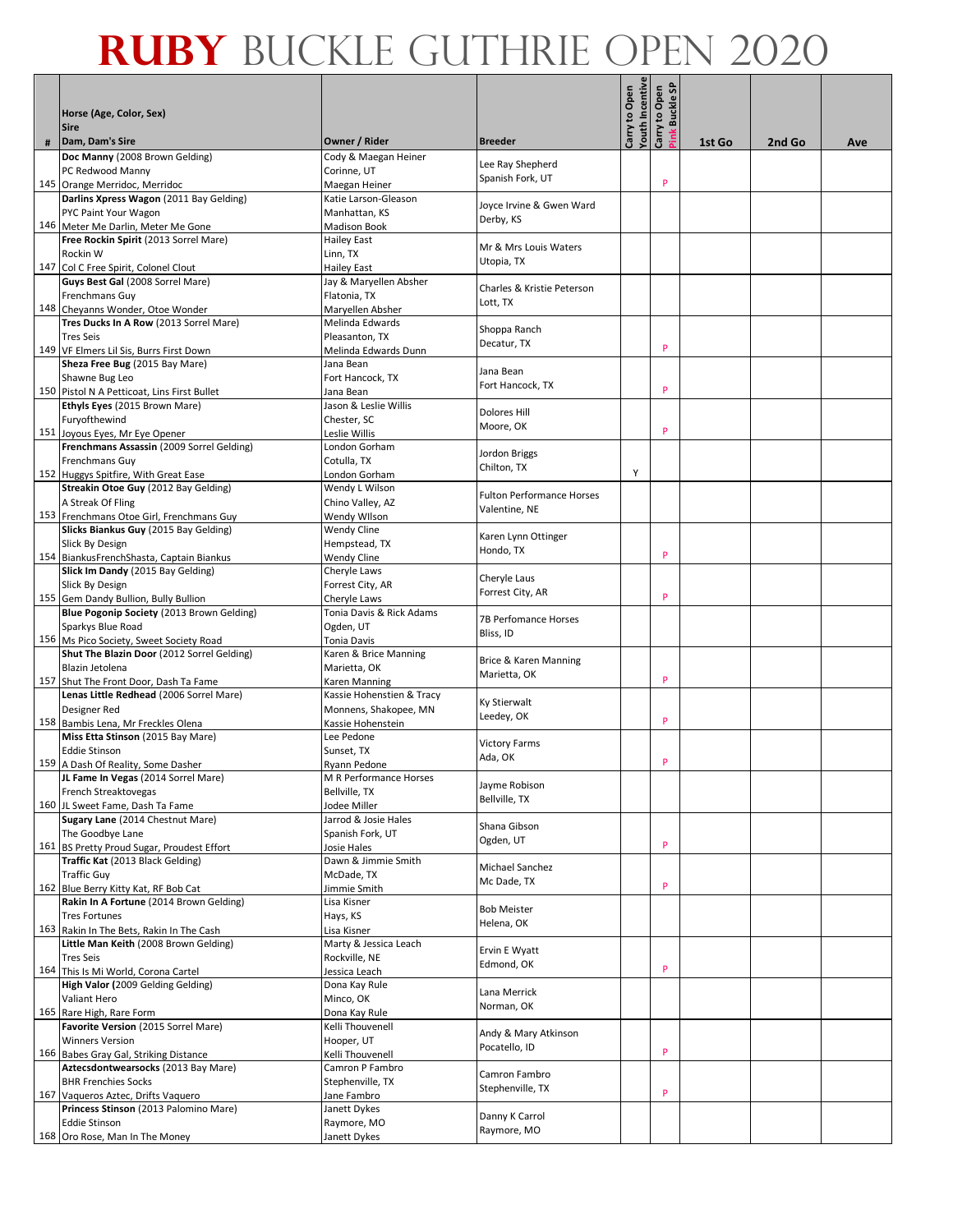# RUBY BUCKLE GUTHRIE OPEN 2020

| # | Horse (Age, Color, Sex)<br>Sire<br>Dam, Dam's Sire | Owner / Rider | Breeder | Carry to Open Youth Incentive | Carry to Open Pink Buckle SP | 1st Go | 2nd Go | Ave |
|---|---|---|---|---|---|---|---|---|
| 145 | **Doc Manny** (2008 Brown Gelding)<br>PC Redwood Manny<br>Orange Merridoc, Merridoc | Cody & Maegan Heiner<br>Corinne, UT<br>Maegan Heiner | Lee Ray Shepherd<br>Spanish Fork, UT | | P | | | |
| 146 | **Darlins Xpress Wagon** (2011 Bay Gelding)<br>PYC Paint Your Wagon<br>Meter Me Darlin, Meter Me Gone | Katie Larson-Gleason<br>Manhattan, KS<br>Madison Book | Joyce Irvine & Gwen Ward<br>Derby, KS | | | | | |
| 147 | **Free Rockin Spirit** (2013 Sorrel Mare)<br>Rockin W<br>Col C Free Spirit, Colonel Clout | Hailey East<br>Linn, TX<br>Hailey East | Mr & Mrs Louis Waters<br>Utopia, TX | | | | | |
| 148 | **Guys Best Gal** (2008 Sorrel Mare)<br>Frenchmans Guy<br>Cheyanns Wonder, Otoe Wonder | Jay & Maryellen Absher<br>Flatonia, TX<br>Maryellen Absher | Charles & Kristie Peterson<br>Lott, TX | | | | | |
| 149 | **Tres Ducks In A Row** (2013 Sorrel Mare)<br>Tres Seis<br>VF Elmers Lil Sis, Burrs First Down | Melinda Edwards<br>Pleasanton, TX<br>Melinda Edwards Dunn | Shoppa Ranch<br>Decatur, TX | | P | | | |
| 150 | **Sheza Free Bug** (2015 Bay Mare)<br>Shawne Bug Leo<br>Pistol N A Petticoat, Lins First Bullet | Jana Bean<br>Fort Hancock, TX<br>Jana Bean | Jana Bean<br>Fort Hancock, TX | | P | | | |
| 151 | **Ethyls Eyes** (2015 Brown Mare)<br>Furyofthewind<br>Joyous Eyes, Mr Eye Opener | Jason & Leslie Willis<br>Chester, SC<br>Leslie Willis | Dolores Hill<br>Moore, OK | | P | | | |
| 152 | **Frenchmans Assassin** (2009 Sorrel Gelding)<br>Frenchmans Guy<br>Huggys Spitfire, With Great Ease | London Gorham<br>Cotulla, TX<br>London Gorham | Jordon Briggs<br>Chilton, TX | Y | | | | |
| 153 | **Streakin Otoe Guy** (2012 Bay Gelding)<br>A Streak Of Fling<br>Frenchmans Otoe Girl, Frenchmans Guy | Wendy L Wilson<br>Chino Valley, AZ<br>Wendy WIlson | Fulton Performance Horses<br>Valentine, NE | | | | | |
| 154 | **Slicks Biankus Guy** (2015 Bay Gelding)<br>Slick By Design<br>BiankusFrenchShasta, Captain Biankus | Wendy Cline<br>Hempstead, TX<br>Wendy Cline | Karen Lynn Ottinger<br>Hondo, TX | | P | | | |
| 155 | **Slick Im Dandy** (2015 Bay Gelding)<br>Slick By Design<br>Gem Dandy Bullion, Bully Bullion | Cheryle Laws<br>Forrest City, AR<br>Cheryle Laws | Cheryle Laus<br>Forrest City, AR | | P | | | |
| 156 | **Blue Pogonip Society** (2013 Brown Gelding)<br>Sparkys Blue Road<br>Ms Pico Society, Sweet Society Road | Tonia Davis & Rick Adams<br>Ogden, UT<br>Tonia Davis | 7B Perfomance Horses<br>Bliss, ID | | | | | |
| 157 | **Shut The Blazin Door** (2012 Sorrel Gelding)<br>Blazin Jetolena<br>Shut The Front Door, Dash Ta Fame | Karen & Brice Manning<br>Marietta, OK<br>Karen Manning | Brice & Karen Manning<br>Marietta, OK | | P | | | |
| 158 | **Lenas Little Redhead** (2006 Sorrel Mare)<br>Designer Red<br>Bambis Lena, Mr Freckles Olena | Kassie Hohenstien & Tracy Monnens, Shakopee, MN<br>Kassie Hohenstein | Ky Stierwalt<br>Leedey, OK | | P | | | |
| 159 | **Miss Etta Stinson** (2015 Bay Mare)<br>Eddie Stinson<br>A Dash Of Reality, Some Dasher | Lee Pedone<br>Sunset, TX<br>Ryann Pedone | Victory Farms<br>Ada, OK | | P | | | |
| 160 | **JL Fame In Vegas** (2014 Sorrel Mare)<br>French Streaktovegas<br>JL Sweet Fame, Dash Ta Fame | M R Performance Horses<br>Bellville, TX<br>Jodee Miller | Jayme Robison<br>Bellville, TX | | | | | |
| 161 | **Sugary Lane** (2014 Chestnut Mare)<br>The Goodbye Lane<br>BS Pretty Proud Sugar, Proudest Effort | Jarrod & Josie Hales<br>Spanish Fork, UT<br>Josie Hales | Shana Gibson<br>Ogden, UT | | P | | | |
| 162 | **Traffic Kat** (2013 Black Gelding)<br>Traffic Guy<br>Blue Berry Kitty Kat, RF Bob Cat | Dawn & Jimmie Smith<br>McDade, TX<br>Jimmie Smith | Michael Sanchez<br>Mc Dade, TX | | P | | | |
| 163 | **Rakin In A Fortune** (2014 Brown Gelding)<br>Tres Fortunes<br>Rakin In The Bets, Rakin In The Cash | Lisa Kisner<br>Hays, KS<br>Lisa Kisner | Bob Meister<br>Helena, OK | | | | | |
| 164 | **Little Man Keith** (2008 Brown Gelding)<br>Tres Seis<br>This Is Mi World, Corona Cartel | Marty & Jessica Leach<br>Rockville, NE<br>Jessica Leach | Ervin E Wyatt<br>Edmond, OK | | P | | | |
| 165 | **High Valor** (2009 Gelding Gelding)<br>Valiant Hero<br>Rare High, Rare Form | Dona Kay Rule<br>Minco, OK<br>Dona Kay Rule | Lana Merrick<br>Norman, OK | | | | | |
| 166 | **Favorite Version** (2015 Sorrel Mare)<br>Winners Version<br>Babes Gray Gal, Striking Distance | Kelli Thouvenell<br>Hooper, UT<br>Kelli Thouvenell | Andy & Mary Atkinson<br>Pocatello, ID | | P | | | |
| 167 | **Aztecsdontwearsocks** (2013 Bay Mare)<br>BHR Frenchies Socks<br>Vaqueros Aztec, Drifts Vaquero | Camron P Fambro<br>Stephenville, TX<br>Jane Fambro | Camron Fambro<br>Stephenville, TX | | P | | | |
| 168 | **Princess Stinson** (2013 Palomino Mare)<br>Eddie Stinson<br>Oro Rose, Man In The Money | Janett Dykes<br>Raymore, MO<br>Janett Dykes | Danny K Carrol<br>Raymore, MO | | | | | |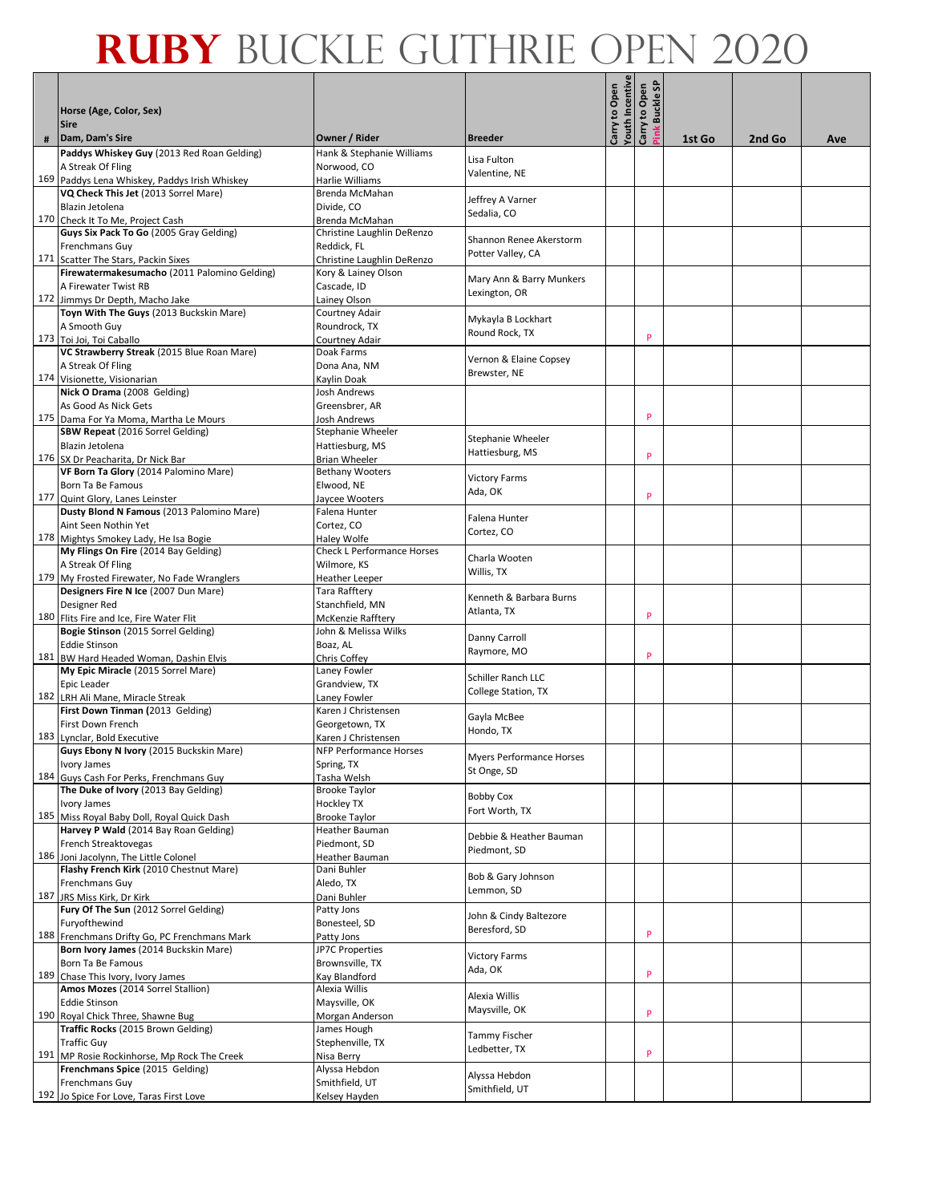# RUBY BUCKLE GUTHRIE OPEN 2020

| # | Horse (Age, Color, Sex)<br>Sire<br>Dam, Dam's Sire | Owner / Rider | Breeder | Carry to Open Youth Incentive | Carry to Open Pink Buckle SP | 1st Go | 2nd Go | Ave |
|---|---|---|---|---|---|---|---|---|
| 169 | **Paddys Whiskey Guy** (2013 Red Roan Gelding)<br>A Streak Of Fling<br>Paddys Lena Whiskey, Paddys Irish Whiskey | Hank & Stephanie Williams<br>Norwood, CO<br>Harlie Williams | Lisa Fulton<br>Valentine, NE | | | | | |
| 170 | **VQ Check This Jet** (2013 Sorrel Mare)<br>Blazin Jetolena<br>Check It To Me, Project Cash | Brenda McMahan<br>Divide, CO<br>Brenda McMahan | Jeffrey A Varner<br>Sedalia, CO | | | | | |
| 171 | **Guys Six Pack To Go** (2005 Gray Gelding)<br>Frenchmans Guy<br>Scatter The Stars, Packin Sixes | Christine Laughlin DeRenzo<br>Reddick, FL<br>Christine Laughlin DeRenzo | Shannon Renee Akerstorm<br>Potter Valley, CA | | | | | |
| 172 | **Firewatermakesumacho** (2011 Palomino Gelding)<br>A Firewater Twist RB<br>Jimmys Dr Depth, Macho Jake | Kory & Lainey Olson<br>Cascade, ID<br>Lainey Olson | Mary Ann & Barry Munkers<br>Lexington, OR | | | | | |
| 173 | **Toyn With The Guys** (2013 Buckskin Mare)<br>A Smooth Guy<br>Toi Joi, Toi Caballo | Courtney Adair<br>Roundrock, TX<br>Courtney Adair | Mykayla B Lockhart<br>Round Rock, TX | | P | | | |
| 174 | **VC Strawberry Streak** (2015 Blue Roan Mare)<br>A Streak Of Fling<br>Visionette, Visionarian | Doak Farms<br>Dona Ana, NM<br>Kaylin Doak | Vernon & Elaine Copsey<br>Brewster, NE | | | | | |
| 175 | **Nick O Drama** (2008 Gelding)<br>As Good As Nick Gets<br>Dama For Ya Moma, Martha Le Mours | Josh Andrews<br>Greensbrer, AR<br>Josh Andrews | | | P | | | |
| 176 | **SBW Repeat** (2016 Sorrel Gelding)<br>Blazin Jetolena<br>SX Dr Peacharita, Dr Nick Bar | Stephanie Wheeler<br>Hattiesburg, MS<br>Brian Wheeler | Stephanie Wheeler<br>Hattiesburg, MS | | P | | | |
| 177 | **VF Born Ta Glory** (2014 Palomino Mare)<br>Born Ta Be Famous<br>Quint Glory, Lanes Leinster | Bethany Wooters<br>Elwood, NE<br>Jaycee Wooters | Victory Farms<br>Ada, OK | | P | | | |
| 178 | **Dusty Blond N Famous** (2013 Palomino Mare)<br>Aint Seen Nothin Yet<br>Mightys Smokey Lady, He Isa Bogie | Falena Hunter<br>Cortez, CO<br>Haley Wolfe | Falena Hunter<br>Cortez, CO | | | | | |
| 179 | **My Flings On Fire** (2014 Bay Gelding)<br>A Streak Of Fling<br>My Frosted Firewater, No Fade Wranglers | Check L Performance Horses<br>Wilmore, KS<br>Heather Leeper | Charla Wooten<br>Willis, TX | | | | | |
| 180 | **Designers Fire N Ice** (2007 Dun Mare)<br>Designer Red<br>Flits Fire and Ice, Fire Water Flit | Tara Rafftery<br>Stanchfield, MN<br>McKenzie Rafftery | Kenneth & Barbara Burns<br>Atlanta, TX | | P | | | |
| 181 | **Bogie Stinson** (2015 Sorrel Gelding)<br>Eddie Stinson<br>BW Hard Headed Woman, Dashin Elvis | John & Melissa Wilks<br>Boaz, AL<br>Chris Coffey | Danny Carroll<br>Raymore, MO | | P | | | |
| 182 | **My Epic Miracle** (2015 Sorrel Mare)<br>Epic Leader<br>LRH Ali Mane, Miracle Streak | Laney Fowler<br>Grandview, TX<br>Laney Fowler | Schiller Ranch LLC<br>College Station, TX | | | | | |
| 183 | **First Down Tinman (**2013 Gelding)<br>First Down French<br>Lynclar, Bold Executive | Karen J Christensen<br>Georgetown, TX<br>Karen J Christensen | Gayla McBee<br>Hondo, TX | | | | | |
| 184 | **Guys Ebony N Ivory** (2015 Buckskin Mare)<br>Ivory James<br>Guys Cash For Perks, Frenchmans Guy | NFP Performance Horses<br>Spring, TX<br>Tasha Welsh | Myers Performance Horses<br>St Onge, SD | | | | | |
| 185 | **The Duke of Ivory** (2013 Bay Gelding)<br>Ivory James<br>Miss Royal Baby Doll, Royal Quick Dash | Brooke Taylor<br>Hockley TX<br>Brooke Taylor | Bobby Cox<br>Fort Worth, TX | | | | | |
| 186 | **Harvey P Wald** (2014 Bay Roan Gelding)<br>French Streaktovegas<br>Joni Jacolynn, The Little Colonel | Heather Bauman<br>Piedmont, SD<br>Heather Bauman | Debbie & Heather Bauman<br>Piedmont, SD | | | | | |
| 187 | **Flashy French Kirk** (2010 Chestnut Mare)<br>Frenchmans Guy<br>JRS Miss Kirk, Dr Kirk | Dani Buhler<br>Aledo, TX<br>Dani Buhler | Bob & Gary Johnson<br>Lemmon, SD | | | | | |
| 188 | **Fury Of The Sun** (2012 Sorrel Gelding)<br>Furyofthewind<br>Frenchmans Drifty Go, PC Frenchmans Mark | Patty Jons<br>Bonesteel, SD<br>Patty Jons | John & Cindy Baltezore<br>Beresford, SD | | P | | | |
| 189 | **Born Ivory James** (2014 Buckskin Mare)<br>Born Ta Be Famous<br>Chase This Ivory, Ivory James | JP7C Properties<br>Brownsville, TX<br>Kay Blandford | Victory Farms<br>Ada, OK | | P | | | |
| 190 | **Amos Mozes** (2015 Sorrel Stallion)<br>Eddie Stinson<br>Royal Chick Three, Shawne Bug | Alexia Willis<br>Maysville, OK<br>Morgan Anderson | Alexia Willis<br>Maysville, OK | | P | | | |
| 191 | **Traffic Rocks** (2015 Brown Gelding)<br>Traffic Guy<br>MP Rosie Rockinhorse, Mp Rock The Creek | James Hough<br>Stephenville, TX<br>Nisa Berry | Tammy Fischer<br>Ledbetter, TX | | P | | | |
| 192 | **Frenchmans Spice** (2015 Gelding)<br>Frenchmans Guy<br>Jo Spice For Love, Taras First Love | Alyssa Hebdon<br>Smithfield, UT<br>Kelsey Hayden | Alyssa Hebdon<br>Smithfield, UT | | | | | |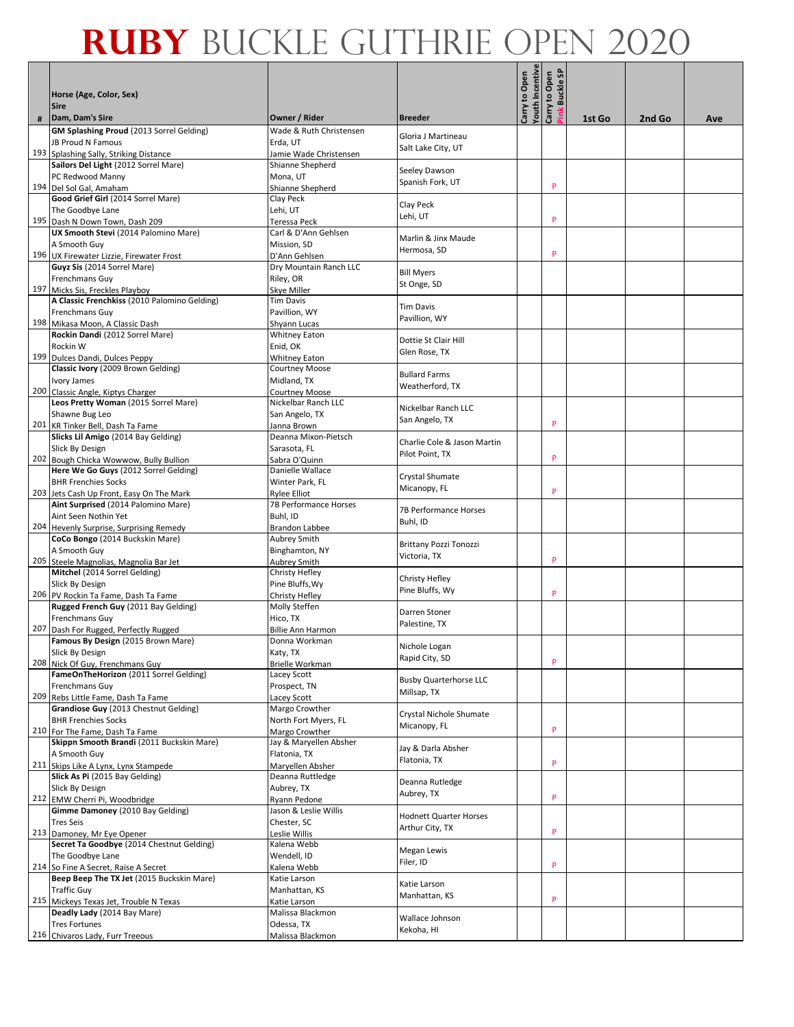# RUBY BUCKLE GUTHRIE OPEN 2020

| # | Horse (Age, Color, Sex)<br>Sire<br>Dam, Dam's Sire | Owner / Rider | Breeder | Carry to Open Youth Incentive | Carry to Open Pink Buckle SP | 1st Go | 2nd Go | Ave |
|---|---|---|---|---|---|---|---|---|
| 193 | **GM Splashing Proud** (2013 Sorrel Gelding)<br>JB Proud N Famous<br>Splashing Sally, Striking Distance | Wade & Ruth Christensen<br>Erda, UT<br>Jamie Wade Christensen | Gloria J Martineau<br>Salt Lake City, UT | | | | | |
| 194 | **Sailors Del Light** (2012 Sorrel Mare)<br>PC Redwood Manny<br>Del Sol Gal, Amaham | Shianne Shepherd<br>Mona, UT<br>Shianne Shepherd | Seeley Dawson<br>Spanish Fork, UT | | P | | | |
| 195 | **Good Grief Girl** (2014 Sorrel Mare)<br>The Goodbye Lane<br>Dash N Down Town, Dash 209 | Clay Peck<br>Lehi, UT<br>Teressa Peck | Clay Peck<br>Lehi, UT | | P | | | |
| 196 | **UX Smooth Stevi** (2014 Palomino Mare)<br>A Smooth Guy<br>UX Firewater Lizzie, Firewater Frost | Carl & D'Ann Gehlsen<br>Mission, SD<br>D'Ann Gehlsen | Marlin & Jinx Maude<br>Hermosa, SD | | P | | | |
| 197 | **Guyz Sis** (2014 Sorrel Mare)<br>Frenchmans Guy<br>Micks Sis, Freckles Playboy | Dry Mountain Ranch LLC<br>Riley, OR<br>Skye Miller | Bill Myers<br>St Onge, SD | | | | | |
| 198 | **A Classic Frenchkiss** (2010 Palomino Gelding)<br>Frenchmans Guy<br>Mikasa Moon, A Classic Dash | Tim Davis<br>Pavillion, WY<br>Shyann Lucas | Tim Davis<br>Pavillion, WY | | | | | |
| 199 | **Rockin Dandi** (2012 Sorrel Mare)<br>Rockin W<br>Dulces Dandi, Dulces Peppy | Whitney Eaton<br>Enid, OK<br>Whitney Eaton | Dottie St Clair Hill<br>Glen Rose, TX | | | | | |
| 200 | **Classic Ivory** (2009 Brown Gelding)<br>Ivory James<br>Classic Angle, Kiptys Charger | Courtney Moose<br>Midland, TX<br>Courtney Moose | Bullard Farms<br>Weatherford, TX | | | | | |
| 201 | **Leos Pretty Woman** (2015 Sorrel Mare)<br>Shawne Bug Leo<br>KR Tinker Bell, Dash Ta Fame | Nickelbar Ranch LLC<br>San Angelo, TX<br>Janna Brown | Nickelbar Ranch LLC<br>San Angelo, TX | | P | | | |
| 202 | **Slicks Lil Amigo** (2014 Bay Gelding)<br>Slick By Design<br>Bough Chicka Wowwow, Bully Bullion | Deanna Mixon-Pietsch<br>Sarasota, FL<br>Sabra O'Quinn | Charlie Cole & Jason Martin<br>Pilot Point, TX | | P | | | |
| 203 | **Here We Go Guys** (2012 Sorrel Gelding)<br>BHR Frenchies Socks<br>Jets Cash Up Front, Easy On The Mark | Danielle Wallace<br>Winter Park, FL<br>Rylee Elliot | Crystal Shumate<br>Micanopy, FL | | P | | | |
| 204 | **Aint Surprised** (2014 Palomino Mare)<br>Aint Seen Nothin Yet<br>Hevenly Surprise, Surprising Remedy | 7B Performance Horses<br>Buhl, ID<br>Brandon Labbee | 7B Performance Horses<br>Buhl, ID | | | | | |
| 205 | **CoCo Bongo** (2014 Buckskin Mare)<br>A Smooth Guy<br>Steele Magnolias, Magnolia Bar Jet | Aubrey Smith<br>Binghamton, NY<br>Aubrey Smith | Brittany Pozzi Tonozzi<br>Victoria, TX | | P | | | |
| 206 | **Mitchel** (2014 Sorrel Gelding)<br>Slick By Design<br>PV Rockin Ta Fame, Dash Ta Fame | Christy Hefley<br>Pine Bluffs,Wy<br>Christy Hefley | Christy Hefley<br>Pine Bluffs, Wy | | P | | | |
| 207 | **Rugged French Guy** (2011 Bay Gelding)<br>Frenchmans Guy<br>Dash For Rugged, Perfectly Rugged | Molly Steffen<br>Hico, TX<br>Billie Ann Harmon | Darren Stoner<br>Palestine, TX | | | | | |
| 208 | **Famous By Design** (2015 Brown Mare)<br>Slick By Design<br>Nick Of Guy, Frenchmans Guy | Donna Workman<br>Katy, TX<br>Brielle Workman | Nichole Logan<br>Rapid City, SD | | P | | | |
| 209 | **FameOnTheHorizon** (2011 Sorrel Gelding)<br>Frenchmans Guy<br>Rebs Little Fame, Dash Ta Fame | Lacey Scott<br>Prospect, TN<br>Lacey Scott | Busby Quarterhorse LLC<br>Millsap, TX | | | | | |
| 210 | **Grandiose Guy** (2013 Chestnut Gelding)<br>BHR Frenchies Socks<br>For The Fame, Dash Ta Fame | Margo Crowther<br>North Fort Myers, FL<br>Margo Crowther | Crystal Nichole Shumate<br>Micanopy, FL | | P | | | |
| 211 | **Skippn Smooth Brandi** (2011 Buckskin Mare)<br>A Smooth Guy<br>Skips Like A Lynx, Lynx Stampede | Jay & Maryellen Absher<br>Flatonia, TX<br>Maryellen Absher | Jay & Darla Absher<br>Flatonia, TX | | P | | | |
| 212 | **Slick As Pi** (2015 Bay Gelding)<br>Slick By Design<br>EMW Cherri Pi, Woodbridge | Deanna Ruttledge<br>Aubrey, TX<br>Ryann Pedone | Deanna Rutledge<br>Aubrey, TX | | P | | | |
| 213 | **Gimme Damoney** (2010 Bay Gelding)<br>Tres Seis<br>Damoney, Mr Eye Opener | Jason & Leslie Willis<br>Chester, SC<br>Leslie Willis | Hodnett Quarter Horses<br>Arthur City, TX | | P | | | |
| 214 | **Secret Ta Goodbye** (2014 Chestnut Gelding)<br>The Goodbye Lane<br>So Fine A Secret, Raise A Secret | Kalena Webb<br>Wendell, ID<br>Kalena Webb | Megan Lewis<br>Filer, ID | | P | | | |
| 215 | **Beep Beep The TX Jet** (2015 Buckskin Mare)<br>Traffic Guy<br>Mickeys Texas Jet, Trouble N Texas | Katie Larson<br>Manhattan, KS<br>Katie Larson | Katie Larson<br>Manhattan, KS | | P | | | |
| 216 | **Deadly Lady** (2014 Bay Mare)<br>Tres Fortunes<br>Chivaros Lady, Furr Treeous | Malissa Blackmon<br>Odessa, TX<br>Malissa Blackmon | Wallace Johnson<br>Kekoha, HI | | | | | |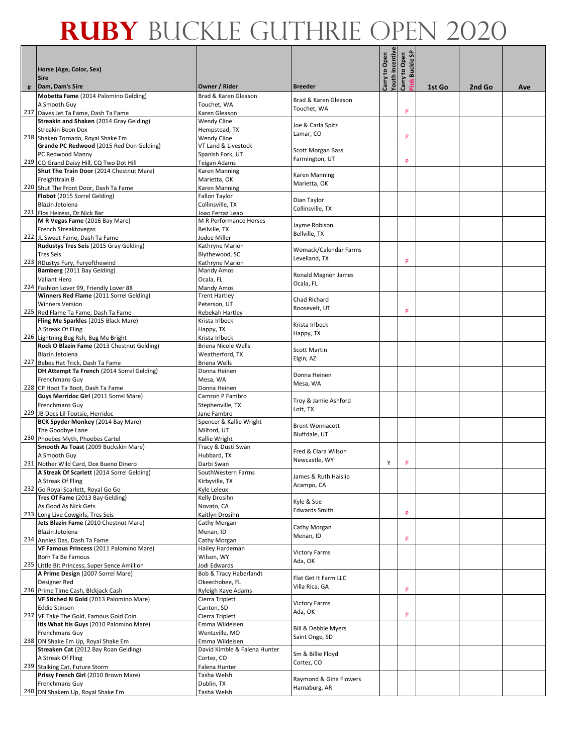# RUBY BUCKLE GUTHRIE OPEN 2020

| # | Horse (Age, Color, Sex)<br>Sire<br>Dam, Dam's Sire | Owner / Rider | Breeder | Carry to Open Youth Incentive | Carry to Open Pink Buckle SP | 1st Go | 2nd Go | Ave |
|---|---|---|---|---|---|---|---|---|
| 217 | **Mobetta Fame** (2014 Palomino Gelding)<br>A Smooth Guy<br>Daves Jet Ta Fame, Dash Ta Fame | Brad & Karen Gleason<br>Touchet, WA<br>Karen Gleason | Brad & Karen Gleason<br>Touchet, WA | | P | | | |
| 218 | **Streakin and Shaken** (2014 Gray Gelding)<br>Streakin Boon Dox<br>Shaken Tornado, Royal Shake Em | Wendy Cline<br>Hempstead, TX<br>Wendy Cline | Joe & Carla Spitz<br>Lamar, CO | | P | | | |
| 219 | **Grande PC Redwood** (2015 Red Dun Gelding)<br>PC Redwood Manny<br>CQ Grand Daisy Hill, CQ Two Dot Hill | VT Land & Livestock<br>Spanish Fork, UT<br>Teigan Adams | Scott Morgan Bass<br>Farmington, UT | | P | | | |
| 220 | **Shut The Train Door** (2014 Chestnut Mare)<br>Freighttrain B<br>Shut The Front Door, Dash Ta Fame | Karen Manning<br>Marietta, OK<br>Karen Manning | Karen Manning<br>Marietta, OK | | | | | |
| 221 | **Flobot** (2015 Sorrel Gelding)<br>Blazin Jetolena<br>Flos Heiress, Dr Nick Bar | Fallon Taylor<br>Collinsville, TX<br>Joao Ferraz Leao | Dian Taylor<br>Collinsville, TX | | | | | |
| 222 | **M R Vegas Fame** (2016 Bay Mare)<br>French Streaktovegas<br>JL Sweet Fame, Dash Ta Fame | M R Performance Horses<br>Bellville, TX<br>Jodee Miller | Jayme Robison<br>Bellville, TX | | | | | |
| 223 | **Rudustys Tres Seis** (2015 Gray Gelding)<br>Tres Seis<br>RDustys Fury, Furyofthewind | Kathryne Marion<br>Blythewood, SC<br>Kathryne Marion | Womack/Calendar Farms<br>Levelland, TX | | P | | | |
| 224 | **Bamberg** (2011 Bay Gelding)<br>Valiant Hero<br>Fashion Lover 99, Friendly Lover 88 | Mandy Amos<br>Ocala, FL<br>Mandy Amos | Ronald Magnon James<br>Ocala, FL | | | | | |
| 225 | **Winners Red Flame** (2011 Sorrel Gelding)<br>Winners Version<br>Red Flame Ta Fame, Dash Ta Fame | Trent Hartley<br>Peterson, UT<br>Rebekah Hartley | Chad Richard<br>Roosevelt, UT | | P | | | |
| 226 | **Fling Me Sparkles** (2015 Black Mare)<br>A Streak Of Fling<br>Lightning Bug Rsh, Bug Me Bright | Krista Irlbeck<br>Happy, TX<br>Krista Irlbeck | Krista Irlbeck<br>Happy, TX | | | | | |
| 227 | **Rock O Blazin Fame** (2013 Chestnut Gelding)<br>Blazin Jetolena<br>Bebes Hat Trick, Dash Ta Fame | Briena Nicole Wells<br>Weatherford, TX<br>Briena Wells | Scott Martin<br>Elgin, AZ | | | | | |
| 228 | **DH Attempt Ta French** (2014 Sorrel Gelding)<br>Frenchmans Guy<br>CP Hoot Ta Boot, Dash Ta Fame | Donna Heinen<br>Mesa, WA<br>Donna Heinen | Donna Heinen<br>Mesa, WA | | | | | |
| 229 | **Guys Merridoc Girl** (2011 Sorrel Mare)<br>Frenchmans Guy<br>JB Docs Lil Tootsie, Herridoc | Camron P Fambro<br>Stephenville, TX<br>Jane Fambro | Troy & Jamie Ashford<br>Lott, TX | | | | | |
| 230 | **BCK Spyder Monkey** (2014 Bay Mare)<br>The Goodbye Lane<br>Phoebes Myth, Phoebes Cartel | Spencer & Kallie Wright<br>Milford, UT<br>Kallie Wright | Brent Wonnacott<br>Bluffdale, UT | | | | | |
| 231 | **Smooth As Toast** (2009 Buckskin Mare)<br>A Smooth Guy<br>Nother Wild Card, Dox Bueno Dinero | Tracy & Dusti Swan<br>Hubbard, TX<br>Darbi Swan | Fred & Clara Wilson<br>Newcastle, WY | Y | P | | | |
| 232 | **A Streak Of Scarlett** (2014 Sorrel Gelding)<br>A Streak Of Fling<br>Go Royal Scarlett, Royal Go Go | SouthWestern Farms<br>Kirbyville, TX<br>Kyle Leleux | James & Ruth Haislip<br>Acampo, CA | | | | | |
| 233 | **Tres Of Fame** (2013 Bay Gelding)<br>As Good As Nick Gets<br>Long Live Cowgirls, Tres Seis | Kelly Drosihn<br>Novato, CA<br>Kaitlyn Drosihn | Kyle & Sue<br>Edwards Smith | | P | | | |
| 234 | **Jets Blazin Fame** (2010 Chestnut Mare)<br>Blazin Jetolena<br>Annies Das, Dash Ta Fame | Cathy Morgan<br>Menan, ID<br>Cathy Morgan | Cathy Morgan<br>Menan, ID | | P | | | |
| 235 | **VF Famous Princess** (2011 Palomino Mare)<br>Born Ta Be Famous<br>Little Bit Princess, Super Sence Amillion | Hailey Hardeman<br>Wilson, WY<br>Jodi Edwards | Victory Farms<br>Ada, OK | | | | | |
| 236 | **A Prime Design** (2007 Sorrel Mare)<br>Designer Red<br>Prime Time Cash, Blckjack Cash | Bob & Tracy Haberlandt<br>Okeechobee, FL<br>Ryleigh Kaye Adams | Flat Get It Farm LLC<br>Villa Rica, GA | | P | | | |
| 237 | **VF Stiched N Gold** (2013 Palomino Mare)<br>Eddie Stinson<br>VF Take The Gold, Famous Gold Coin | Cierra Triplett<br>Canton, SD<br>Cierra Triplett | Victory Farms<br>Ada, OK | | P | | | |
| 238 | **Itls What Itis Guys** (2010 Palomino Mare)<br>Frenchmans Guy<br>DN Shake Em Up, Royal Shake Em | Emma Wildeisen<br>Wentzville, MO<br>Emma Wildeisen | Bill & Debbie Myers<br>Saint Onge, SD | | | | | |
| 239 | **Streaken Cat** (2012 Bay Roan Gelding)<br>A Streak Of Fling<br>Stalking Cat, Future Storm | David Kimble & Falena Hunter<br>Cortez, CO<br>Falena Hunter | Sm & Billie Floyd<br>Cortez, CO | | | | | |
| 240 | **Prissy French Girl** (2010 Brown Mare)<br>Frenchmans Guy<br>DN Shakem Up, Royal Shake Em | Tasha Welsh<br>Dublin, TX<br>Tasha Welsh | Raymond & Gina Flowers<br>Hamaburg, AR | | | | | |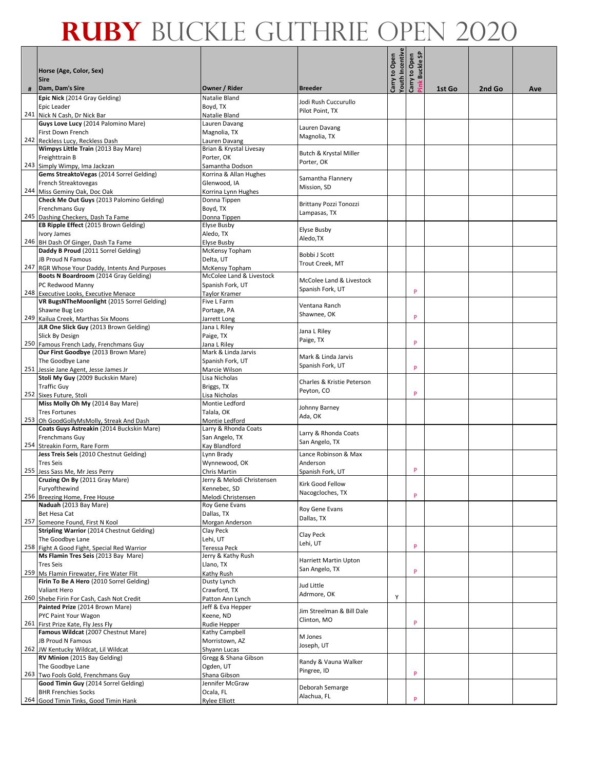# RUBY BUCKLE GUTHRIE OPEN 2020

| # | Horse (Age, Color, Sex)<br>Sire<br>Dam, Dam's Sire | Owner / Rider | Breeder | Carry to Open Youth Incentive | Carry to Open Pink Buckle SP | 1st Go | 2nd Go | Ave |
|---|---|---|---|---|---|---|---|---|
| 241 | **Epic Nick** (2014 Gray Gelding)<br>Epic Leader<br>Nick N Cash, Dr Nick Bar | Natalie Bland<br>Boyd, TX<br>Natalie Bland | Jodi Rush Cuccurullo<br>Pilot Point, TX | | | | | |
| 242 | **Guys Love Lucy** (2014 Palomino Mare)<br>First Down French<br>Reckless Lucy, Reckless Dash | Lauren Davang<br>Magnolia, TX<br>Lauren Davang | Lauren Davang<br>Magnolia, TX | | | | | |
| 243 | **Wimpys Little Train** (2013 Bay Mare)<br>Freighttrain B<br>Simply Wimpy, Ima Jackzan | Brian & Krystal Livesay<br>Porter, OK<br>Samantha Dodson | Butch & Krystal Miller<br>Porter, OK | | | | | |
| 244 | **Gems StreaktoVegas** (2014 Sorrel Gelding)<br>French Streaktovegas<br>Miss Geminy Oak, Doc Oak | Korrina & Allan Hughes<br>Glenwood, IA<br>Korrina Lynn Hughes | Samantha Flannery<br>Mission, SD | | | | | |
| 245 | **Check Me Out Guys** (2013 Palomino Gelding)<br>Frenchmans Guy<br>Dashing Checkers, Dash Ta Fame | Donna Tippen<br>Boyd, TX<br>Donna Tippen | Brittany Pozzi Tonozzi<br>Lampasas, TX | | | | | |
| 246 | **EB Ripple Effect** (2015 Brown Gelding)<br>Ivory James<br>BH Dash Of Ginger, Dash Ta Fame | Elyse Busby<br>Aledo, TX<br>Elyse Busby | Elyse Busby<br>Aledo,TX | | | | | |
| 247 | **Daddy B Proud** (2011 Sorrel Gelding)<br>JB Proud N Famous<br>RGR Whose Your Daddy, Intents And Purposes | McKensy Topham<br>Delta, UT<br>McKensy Topham | Bobbi J Scott<br>Trout Creek, MT | | | | | |
| 248 | **Boots N Boardroom** (2014 Gray Gelding)<br>PC Redwood Manny<br>Executive Looks, Executive Menace | McColee Land & Livestock<br>Spanish Fork, UT<br>Taylor Kramer | McColee Land & Livestock<br>Spanish Fork, UT | | P | | | |
| 249 | **VR BugsNTheMoonlight** (2015 Sorrel Gelding)<br>Shawne Bug Leo<br>Kailua Creek, Marthas Six Moons | Five L Farm<br>Portage, PA<br>Jarrett Long | Ventana Ranch<br>Shawnee, OK | | P | | | |
| 250 | **JLR One Slick Guy** (2013 Brown Gelding)<br>Slick By Design<br>Famous French Lady, Frenchmans Guy | Jana L Riley<br>Paige, TX<br>Jana L Riley | Jana L Riley<br>Paige, TX | | P | | | |
| 251 | **Our First Goodbye** (2013 Brown Mare)<br>The Goodbye Lane<br>Jessie Jane Agent, Jesse James Jr | Mark & Linda Jarvis<br>Spanish Fork, UT<br>Marcie Wilson | Mark & Linda Jarvis<br>Spanish Fork, UT | | P | | | |
| 252 | **Stoli My Guy** (2009 Buckskin Mare)<br>Traffic Guy<br>Sixes Future, Stoli | Lisa Nicholas<br>Briggs, TX<br>Lisa Nicholas | Charles & Kristie Peterson<br>Peyton, CO | | P | | | |
| 253 | **Miss Molly Oh My** (2014 Bay Mare)<br>Tres Fortunes<br>Oh GoodGollyMsMolly, Streak And Dash | Montie Ledford<br>Talala, OK<br>Montie Ledford | Johnny Barney<br>Ada, OK | | | | | |
| 254 | **Coats Guys Astreakin** (2014 Buckskin Mare)<br>Frenchmans Guy<br>Streakin Form, Rare Form | Larry & Rhonda Coats<br>San Angelo, TX<br>Kay Blandford | Larry & Rhonda Coats<br>San Angelo, TX | | | | | |
| 255 | **Jess Treis Seis** (2010 Chestnut Gelding)<br>Tres Seis<br>Jess Sass Me, Mr Jess Perry | Lynn Brady<br>Wynnewood, OK<br>Chris Martin | Lance Robinson & Max Anderson<br>Spanish Fork, UT | | P | | | |
| 256 | **Cruzing On By** (2011 Gray Mare)<br>Furyofthewind<br>Breezing Home, Free House | Jerry & Melodi Christensen<br>Kennebec, SD<br>Melodi Christensen | Kirk Good Fellow<br>Nacogcloches, TX | | P | | | |
| 257 | **Naduah** (2013 Bay Mare)<br>Bet Hesa Cat<br>Someone Found, First N Kool | Roy Gene Evans<br>Dallas, TX<br>Morgan Anderson | Roy Gene Evans<br>Dallas, TX | | | | | |
| 258 | **Stripling Warrior** (2014 Chestnut Gelding)<br>The Goodbye Lane<br>Fight A Good Fight, Special Red Warrior | Clay Peck<br>Lehi, UT<br>Teressa Peck | Clay Peck<br>Lehi, UT | | P | | | |
| 259 | **Ms Flamin Tres Seis** (2013 Bay Mare)<br>Tres Seis<br>Ms Flamin Firewater, Fire Water Flit | Jerry & Kathy Rush<br>Llano, TX<br>Kathy Rush | Harriett Martin Upton<br>San Angelo, TX | | P | | | |
| 260 | **Firin To Be A Hero** (2010 Sorrel Gelding)<br>Valiant Hero<br>Shebe Firin For Cash, Cash Not Credit | Dusty Lynch<br>Crawford, TX<br>Patton Ann Lynch | Jud Little<br>Admrore, OK | Y | | | | |
| 261 | **Painted Prize** (2014 Brown Mare)<br>PYC Paint Your Wagon<br>First Prize Kate, Fly Jess Fly | Jeff & Eva Hepper<br>Keene, ND<br>Rudie Hepper | Jim Streelman & Bill Dale<br>Clinton, MO | | P | | | |
| 262 | **Famous Wildcat** (2007 Chestnut Mare)<br>JB Proud N Famous<br>JW Kentucky Wildcat, Lil Wildcat | Kathy Campbell<br>Morristown, AZ<br>Shyann Lucas | M Jones<br>Joseph, UT | | | | | |
| 263 | **RV Minion** (2015 Bay Gelding)<br>The Goodbye Lane<br>Two Fools Gold, Frenchmans Guy | Gregg & Shana Gibson<br>Ogden, UT<br>Shana Gibson | Randy & Vauna Walker<br>Pingree, ID | | P | | | |
| 264 | **Good Timin Guy** (2014 Sorrel Gelding)<br>BHR Frenchies Socks<br>Good Timin Tinks, Good Timin Hank | Jennifer McGraw<br>Ocala, FL<br>Rylee Elliott | Deborah Semarge<br>Alachua, FL | | P | | | |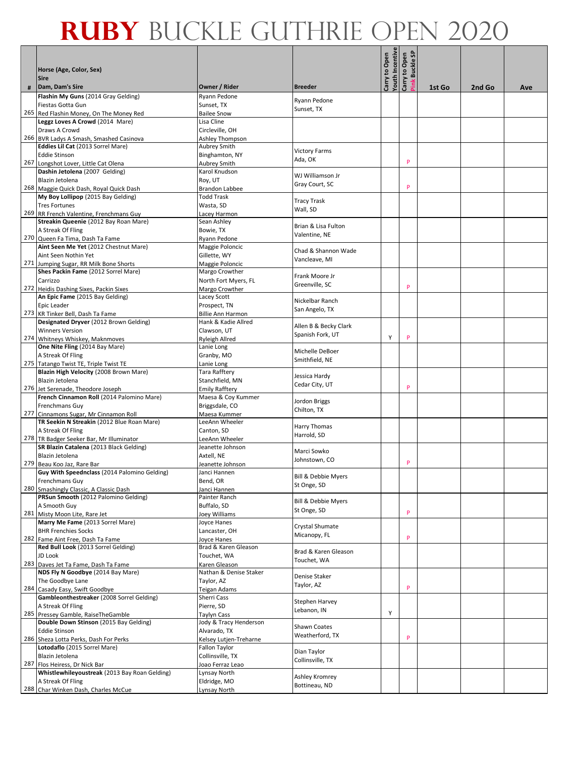# RUBY BUCKLE GUTHRIE OPEN 2020

| # | Horse (Age, Color, Sex)<br>Sire<br>Dam, Dam's Sire | Owner / Rider | Breeder | Carry to Open Youth Incentive | Carry to Open Pink Buckle SP | 1st Go | 2nd Go | Ave |
|---|---|---|---|---|---|---|---|---|
| 265 | **Flashin My Guns** (2014 Gray Gelding)<br>Fiestas Gotta Gun<br>Red Flashin Money, On The Money Red | Ryann Pedone<br>Sunset, TX<br>Bailee Snow | Ryann Pedone<br>Sunset, TX | | | | | |
| 266 | **Leggz Loves A Crowd** (2014 Mare)<br>Draws A Crowd<br>BVR Ladys A Smash, Smashed Casinova | Lisa Cline<br>Circleville, OH<br>Ashley Thompson | | | | | | |
| 267 | **Eddies Lil Cat** (2013 Sorrel Mare)<br>Eddie Stinson<br>Longshot Lover, Little Cat Olena | Aubrey Smith<br>Binghamton, NY<br>Aubrey Smith | Victory Farms<br>Ada, OK | | P | | | |
| 268 | **Dashin Jetolena** (2007 Gelding)<br>Blazin Jetolena<br>Maggie Quick Dash, Royal Quick Dash | Karol Knudson<br>Roy, UT<br>Brandon Labbee | WJ Williamson Jr<br>Gray Court, SC | | P | | | |
| 269 | **My Boy Lollipop** (2015 Bay Gelding)<br>Tres Fortunes<br>RR French Valentine, Frenchmans Guy | Todd Trask<br>Wasta, SD<br>Lacey Harmon | Tracy Trask<br>Wall, SD | | | | | |
| 270 | **Streakin Queenie** (2012 Bay Roan Mare)<br>A Streak Of Fling<br>Queen Fa Tima, Dash Ta Fame | Sean Ashley<br>Bowie, TX<br>Ryann Pedone | Brian & Lisa Fulton<br>Valentine, NE | | | | | |
| 271 | **Aint Seen Me Yet** (2012 Chestnut Mare)<br>Aint Seen Nothin Yet<br>Jumping Sugar, RR Milk Bone Shorts | Maggie Poloncic<br>Gillette, WY<br>Maggie Poloncic | Chad & Shannon Wade<br>Vancleave, MI | | | | | |
| 272 | **Shes Packin Fame** (2012 Sorrel Mare)<br>Carrizzo<br>Heidis Dashing Sixes, Packin Sixes | Margo Crowther<br>North Fort Myers, FL<br>Margo Crowther | Frank Moore Jr<br>Greenville, SC | | P | | | |
| 273 | **An Epic Fame** (2015 Bay Gelding)<br>Epic Leader<br>KR Tinker Bell, Dash Ta Fame | Lacey Scott<br>Prospect, TN<br>Billie Ann Harmon | Nickelbar Ranch<br>San Angelo, TX | | | | | |
| 274 | **Designated Dryver** (2012 Brown Gelding)<br>Winners Version<br>Whitneys Whiskey, Maknmoves | Hank & Kadie Allred<br>Clawson, UT<br>Ryleigh Allred | Allen B & Becky Clark<br>Spanish Fork, UT | Y | P | | | |
| 275 | **One Nite Fling** (2014 Bay Mare)<br>A Streak Of Fling<br>Tatango Twist TE, Triple Twist TE | Lanie Long<br>Granby, MO<br>Lanie Long | Michelle DeBoer<br>Smithfield, NE | | | | | |
| 276 | **Blazin High Velocity** (2008 Brown Mare)<br>Blazin Jetolena<br>Jet Serenade, Theodore Joseph | Tara Rafftery<br>Stanchfield, MN<br>Emily Rafftery | Jessica Hardy<br>Cedar City, UT | | P | | | |
| 277 | **French Cinnamon Roll** (2014 Palomino Mare)<br>Frenchmans Guy<br>Cinnamons Sugar, Mr Cinnamon Roll | Maesa & Coy Kummer<br>Briggsdale, CO<br>Maesa Kummer | Jordon Briggs<br>Chilton, TX | | | | | |
| 278 | **TR Seekin N Streakin** (2012 Blue Roan Mare)<br>A Streak Of Fling<br>TR Badger Seeker Bar, Mr Illuminator | LeeAnn Wheeler<br>Canton, SD<br>LeeAnn Wheeler | Harry Thomas<br>Harrold, SD | | | | | |
| 279 | **SR Blazin Catalena** (2013 Black Gelding)<br>Blazin Jetolena<br>Beau Koo Jaz, Rare Bar | Jeanette Johnson<br>Axtell, NE<br>Jeanette Johnson | Marci Sowko<br>Johnstown, CO | | P | | | |
| 280 | **Guy With Speednclass** (2014 Palomino Gelding)<br>Frenchmans Guy<br>Smashingly Classic, A Classic Dash | Janci Hannen<br>Bend, OR<br>Janci Hannen | Bill & Debbie Myers<br>St Onge, SD | | | | | |
| 281 | **PRSun Smooth** (2012 Palomino Gelding)<br>A Smooth Guy<br>Misty Moon Lite, Rare Jet | Painter Ranch<br>Buffalo, SD<br>Joey Williams | Bill & Debbie Myers<br>St Onge, SD | | P | | | |
| 282 | **Marry Me Fame** (2013 Sorrel Mare)<br>BHR Frenchies Socks<br>Fame Aint Free, Dash Ta Fame | Joyce Hanes<br>Lancaster, OH<br>Joyce Hanes | Crystal Shumate<br>Micanopy, FL | | P | | | |
| 283 | **Red Bull Look** (2013 Sorrel Gelding)<br>JD Look<br>Daves Jet Ta Fame, Dash Ta Fame | Brad & Karen Gleason<br>Touchet, WA<br>Karen Gleason | Brad & Karen Gleason<br>Touchet, WA | | | | | |
| 284 | **NDS Fly N Goodbye** (2014 Bay Mare)<br>The Goodbye Lane<br>Casady Easy, Swift Goodbye | Nathan & Denise Staker<br>Taylor, AZ<br>Teigan Adams | Denise Staker<br>Taylor, AZ | | P | | | |
| 285 | **Gambleonthestreaker** (2008 Sorrel Gelding)<br>A Streak Of Fling<br>Pressey Gamble, RaiseTheGamble | Sherri Cass<br>Pierre, SD<br>Taylyn Cass | Stephen Harvey<br>Lebanon, IN | Y | | | | |
| 286 | **Double Down Stinson** (2015 Bay Gelding)<br>Eddie Stinson<br>Sheza Lotta Perks, Dash For Perks | Jody & Tracy Henderson<br>Alvarado, TX<br>Kelsey Lutjen-Treharne | Shawn Coates<br>Weatherford, TX | | P | | | |
| 287 | **Lotodaflo** (2015 Sorrel Mare)<br>Blazin Jetolena<br>Flos Heiress, Dr Nick Bar | Fallon Taylor<br>Collinsville, TX<br>Joao Ferraz Leao | Dian Taylor<br>Collinsville, TX | | | | | |
| 288 | **Whistlewhileyoustreak** (2013 Bay Roan Gelding)<br>A Streak Of Fling<br>Char Winken Dash, Charles McCue | Lynsay North<br>Eldridge, MO<br>Lynsay North | Ashley Kromrey<br>Bottineau, ND | | | | | |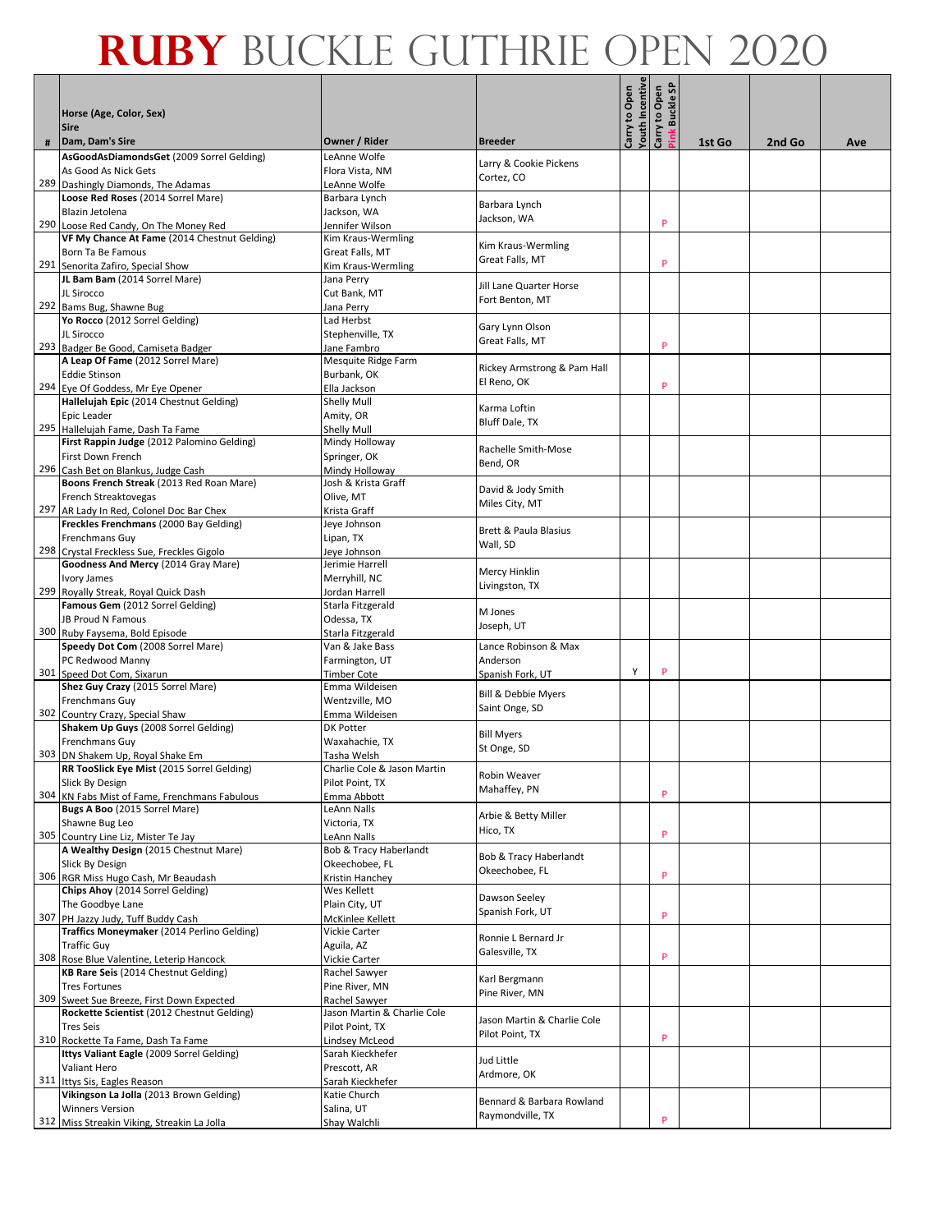# RUBY BUCKLE GUTHRIE OPEN 2020

| # | Horse (Age, Color, Sex)<br>Sire<br>Dam, Dam's Sire | Owner / Rider | Breeder | Carry to Open Youth Incentive | Carry to Open Pink Buckle SP | 1st Go | 2nd Go | Ave |
|---|---|---|---|---|---|---|---|---|
| 289 | **AsGoodAsDiamondsGet** (2009 Sorrel Gelding)<br>As Good As Nick Gets<br>Dashingly Diamonds, The Adamas | LeAnne Wolfe<br>Flora Vista, NM<br>LeAnne Wolfe | Larry & Cookie Pickens<br>Cortez, CO | | | | | |
| 290 | **Loose Red Roses** (2014 Sorrel Mare)<br>Blazin Jetolena<br>Loose Red Candy, On The Money Red | Barbara Lynch<br>Jackson, WA<br>Jennifer Wilson | Barbara Lynch<br>Jackson, WA | | P | | | |
| 291 | **VF My Chance At Fame** (2014 Chestnut Gelding)<br>Born Ta Be Famous<br>Senorita Zafiro, Special Show | Kim Kraus-Wermling<br>Great Falls, MT<br>Kim Kraus-Wermling | Kim Kraus-Wermling<br>Great Falls, MT | | P | | | |
| 292 | **JL Bam Bam** (2014 Sorrel Mare)<br>JL Sirocco<br>Bams Bug, Shawne Bug | Jana Perry<br>Cut Bank, MT<br>Jana Perry | Jill Lane Quarter Horse<br>Fort Benton, MT | | | | | |
| 293 | **Yo Rocco** (2012 Sorrel Gelding)<br>JL Sirocco<br>Badger Be Good, Camiseta Badger | Lad Herbst<br>Stephenville, TX<br>Jane Fambro | Gary Lynn Olson<br>Great Falls, MT | | P | | | |
| 294 | **A Leap Of Fame** (2012 Sorrel Mare)<br>Eddie Stinson<br>Eye Of Goddess, Mr Eye Opener | Mesquite Ridge Farm<br>Burbank, OK<br>Ella Jackson | Rickey Armstrong & Pam Hall<br>El Reno, OK | | P | | | |
| 295 | **Hallelujah Epic** (2014 Chestnut Gelding)<br>Epic Leader<br>Hallelujah Fame, Dash Ta Fame | Shelly Mull<br>Amity, OR<br>Shelly Mull | Karma Loftin<br>Bluff Dale, TX | | | | | |
| 296 | **First Rappin Judge** (2012 Palomino Gelding)<br>First Down French<br>Cash Bet on Blankus, Judge Cash | Mindy Holloway<br>Springer, OK<br>Mindy Holloway | Rachelle Smith-Mose<br>Bend, OR | | | | | |
| 297 | **Boons French Streak** (2013 Red Roan Mare)<br>French Streaktovegas<br>AR Lady In Red, Colonel Doc Bar Chex | Josh & Krista Graff<br>Olive, MT<br>Krista Graff | David & Jody Smith<br>Miles City, MT | | | | | |
| 298 | **Freckles Frenchmans** (2000 Bay Gelding)<br>Frenchmans Guy<br>Crystal Freckless Sue, Freckles Gigolo | Jeye Johnson<br>Lipan, TX<br>Jeye Johnson | Brett & Paula Blasius<br>Wall, SD | | | | | |
| 299 | **Goodness And Mercy** (2014 Gray Mare)<br>Ivory James<br>Royally Streak, Royal Quick Dash | Jerimie Harrell<br>Merryhill, NC<br>Jordan Harrell | Mercy Hinklin<br>Livingston, TX | | | | | |
| 300 | **Famous Gem** (2012 Sorrel Gelding)<br>JB Proud N Famous<br>Ruby Faysema, Bold Episode | Starla Fitzgerald<br>Odessa, TX<br>Starla Fitzgerald | M Jones<br>Joseph, UT | | | | | |
| 301 | **Speedy Dot Com** (2008 Sorrel Mare)<br>PC Redwood Manny<br>Speed Dot Com, Sixarun | Van & Jake Bass<br>Farmington, UT<br>Timber Cote | Lance Robinson & Max Anderson<br>Spanish Fork, UT | Y | P | | | |
| 302 | **Shez Guy Crazy** (2015 Sorrel Mare)<br>Frenchmans Guy<br>Country Crazy, Special Shaw | Emma Wildeisen<br>Wentzville, MO<br>Emma Wildeisen | Bill & Debbie Myers<br>Saint Onge, SD | | | | | |
| 303 | **Shakem Up Guys** (2008 Sorrel Gelding)<br>Frenchmans Guy<br>DN Shakem Up, Royal Shake Em | DK Potter<br>Waxahachie, TX<br>Tasha Welsh | Bill Myers<br>St Onge, SD | | | | | |
| 304 | **RR TooSlick Eye Mist** (2015 Sorrel Gelding)<br>Slick By Design<br>KN Fabs Mist of Fame, Frenchmans Fabulous | Charlie Cole & Jason Martin<br>Pilot Point, TX<br>Emma Abbott | Robin Weaver<br>Mahaffey, PN | | P | | | |
| 305 | **Bugs A Boo** (2015 Sorrel Mare)<br>Shawne Bug Leo<br>Country Line Liz, Mister Te Jay | LeAnn Nalls<br>Victoria, TX<br>LeAnn Nalls | Arbie & Betty Miller<br>Hico, TX | | P | | | |
| 306 | **A Wealthy Design** (2015 Chestnut Mare)<br>Slick By Design<br>RGR Miss Hugo Cash, Mr Beaudash | Bob & Tracy Haberlandt<br>Okeechobee, FL<br>Kristin Hanchey | Bob & Tracy Haberlandt<br>Okeechobee, FL | | P | | | |
| 307 | **Chips Ahoy** (2014 Sorrel Gelding)<br>The Goodbye Lane<br>PH Jazzy Judy, Tuff Buddy Cash | Wes Kellett<br>Plain City, UT<br>McKinlee Kellett | Dawson Seeley<br>Spanish Fork, UT | | P | | | |
| 308 | **Traffics Moneymaker** (2014 Perlino Gelding)<br>Traffic Guy<br>Rose Blue Valentine, Leterip Hancock | Vickie Carter<br>Aguila, AZ<br>Vickie Carter | Ronnie L Bernard Jr<br>Galesville, TX | | P | | | |
| 309 | **KB Rare Seis** (2014 Chestnut Gelding)<br>Tres Fortunes<br>Sweet Sue Breeze, First Down Expected | Rachel Sawyer<br>Pine River, MN<br>Rachel Sawyer | Karl Bergmann<br>Pine River, MN | | | | | |
| 310 | **Rockette Scientist** (2012 Chestnut Gelding)<br>Tres Seis<br>Rockette Ta Fame, Dash Ta Fame | Jason Martin & Charlie Cole<br>Pilot Point, TX<br>Lindsey McLeod | Jason Martin & Charlie Cole<br>Pilot Point, TX | | P | | | |
| 311 | **Ittys Valiant Eagle** (2009 Sorrel Gelding)<br>Valiant Hero<br>Ittys Sis, Eagles Reason | Sarah Kieckhefer<br>Prescott, AR<br>Sarah Kieckhefer | Jud Little<br>Ardmore, OK | | | | | |
| 312 | **Vikingson La Jolla** (2013 Brown Gelding)<br>Winners Version<br>Miss Streakin Viking, Streakin La Jolla | Katie Church<br>Salina, UT<br>Shay Walchli | Bennard & Barbara Rowland<br>Raymondville, TX | | P | | | |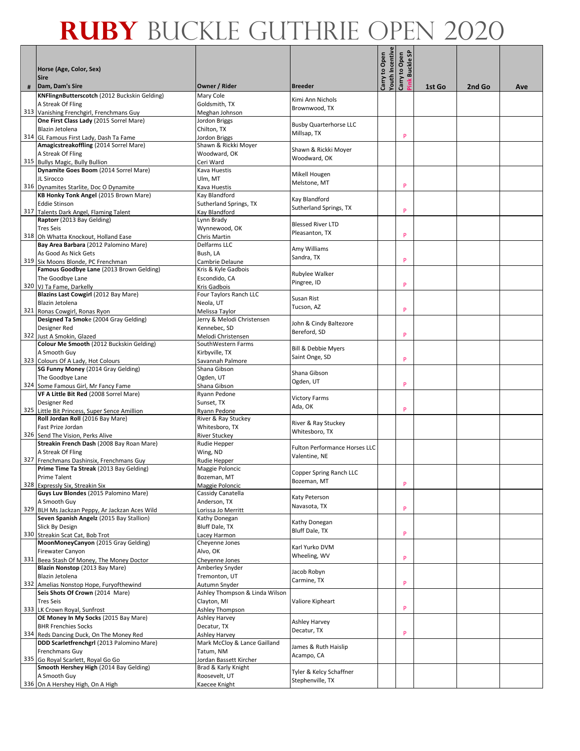# RUBY BUCKLE GUTHRIE OPEN 2020

| # | Horse (Age, Color, Sex)<br>Sire<br>Dam, Dam's Sire | Owner / Rider | Breeder | Carry to Open Youth Incentive | Carry to Open Pink Buckle SP | 1st Go | 2nd Go | Ave |
|---|---|---|---|---|---|---|---|---|
| 313 | **KNFlingnButterscotch** (2012 Buckskin Gelding)<br>A Streak Of Fling<br>Vanishing Frenchgirl, Frenchmans Guy | Mary Cole<br>Goldsmith, TX<br>Meghan Johnson | Kimi Ann Nichols<br>Brownwood, TX | | | | | |
| 314 | **One First Class Lady** (2015 Sorrel Mare)<br>Blazin Jetolena<br>GL Famous First Lady, Dash Ta Fame | Jordon Briggs<br>Chilton, TX<br>Jordon Briggs | Busby Quarterhorse LLC<br>Millsap, TX | | P | | | |
| 315 | **Amagicstreakoffling** (2014 Sorrel Mare)<br>A Streak Of Fling<br>Bullys Magic, Bully Bullion | Shawn & Rickki Moyer<br>Woodward, OK<br>Ceri Ward | Shawn & Rickki Moyer<br>Woodward, OK | | | | | |
| 316 | **Dynamite Goes Boom** (2014 Sorrel Mare)<br>JL Sirocco<br>Dynamites Starlite, Doc O Dynamite | Kava Huestis<br>Ulm, MT<br>Kava Huestis | Mikell Hougen<br>Melstone, MT | | P | | | |
| 317 | **KB Honky Tonk Angel** (2015 Brown Mare)<br>Eddie Stinson<br>Talents Dark Angel, Flaming Talent | Kay Blandford<br>Sutherland Springs, TX<br>Kay Blandford | Kay Blandford<br>Sutherland Springs, TX | | P | | | |
| 318 | **Raptorr** (2013 Bay Gelding)<br>Tres Seis<br>Oh Whatta Knockout, Holland Ease | Lynn Brady<br>Wynnewood, OK<br>Chris Martin | Blessed River LTD<br>Pleasanton, TX | | P | | | |
| 319 | **Bay Area Barbara** (2012 Palomino Mare)<br>As Good As Nick Gets<br>Six Moons Blonde, PC Frenchman | Delfarms LLC<br>Bush, LA<br>Cambrie Delaune | Amy Williams<br>Sandra, TX | | P | | | |
| 320 | **Famous Goodbye Lane** (2013 Brown Gelding)<br>The Goodbye Lane<br>VJ Ta Fame, Darkelly | Kris & Kyle Gadbois<br>Escondido, CA<br>Kris Gadbois | Rubylee Walker<br>Pingree, ID | | P | | | |
| 321 | **Blazins Last Cowgirl** (2012 Bay Mare)<br>Blazin Jetolena<br>Ronas Cowgirl, Ronas Ryon | Four Taylors Ranch LLC<br>Neola, UT<br>Melissa Taylor | Susan Rist<br>Tucson, AZ | | P | | | |
| 322 | **Designed Ta Smoke** (2004 Gray Gelding)<br>Designer Red<br>Just A Smokin, Glazed | Jerry & Melodi Christensen<br>Kennebec, SD<br>Melodi Christensen | John & Cindy Baltezore<br>Bereford, SD | | P | | | |
| 323 | **Colour Me Smooth** (2012 Buckskin Gelding)<br>A Smooth Guy<br>Colours Of A Lady, Hot Colours | SouthWestern Farms<br>Kirbyville, TX<br>Savannah Palmore | Bill & Debbie Myers<br>Saint Onge, SD | | P | | | |
| 324 | **SG Funny Money** (2014 Gray Gelding)<br>The Goodbye Lane<br>Some Famous Girl, Mr Fancy Fame | Shana Gibson<br>Ogden, UT<br>Shana Gibson | Shana Gibson<br>Ogden, UT | | P | | | |
| 325 | **VF A Little Bit Red** (2008 Sorrel Mare)<br>Designer Red<br>Little Bit Princess, Super Sence Amillion | Ryann Pedone<br>Sunset, TX<br>Ryann Pedone | Victory Farms<br>Ada, OK | | P | | | |
| 326 | **Roll Jordan Roll** (2016 Bay Mare)<br>Fast Prize Jordan<br>Send The Vision, Perks Alive | River & Ray Stuckey<br>Whitesboro, TX<br>River Stuckey | River & Ray Stuckey<br>Whitesboro, TX | | | | | |
| 327 | **Streakin French Dash** (2008 Bay Roan Mare)<br>A Streak Of Fling<br>Frenchmans Dashinsix, Frenchmans Guy | Rudie Hepper<br>Wing, ND<br>Rudie Hepper | Fulton Performance Horses LLC<br>Valentine, NE | | | | | |
| 328 | **Prime Time Ta Streak** (2013 Bay Gelding)<br>Prime Talent<br>Expressly Six, Streakin Six | Maggie Poloncic<br>Bozeman, MT<br>Maggie Poloncic | Copper Spring Ranch LLC<br>Bozeman, MT | | P | | | |
| 329 | **Guys Luv Blondes** (2015 Palomino Mare)<br>A Smooth Guy<br>BLH Ms Jackzan Peppy, Ar Jackzan Aces Wild | Cassidy Canatella<br>Anderson, TX<br>Lorissa Jo Merritt | Katy Peterson<br>Navasota, TX | | P | | | |
| 330 | **Seven Spanish Angelz** (2015 Bay Stallion)<br>Slick By Design<br>Streakin Scat Cat, Bob Trot | Kathy Donegan<br>Bluff Dale, TX<br>Lacey Harmon | Kathy Donegan<br>Bluff Dale, TX | | P | | | |
| 331 | **MoonMoneyCanyon** (2015 Gray Gelding)<br>Firewater Canyon<br>Beea Stash Of Money, The Money Doctor | Cheyenne Jones<br>Alvo, OK<br>Cheyenne Jones | Karl Yurko DVM<br>Wheeling, WV | | P | | | |
| 332 | **Blazin Nonstop** (2013 Bay Mare)<br>Blazin Jetolena<br>Amelias Nonstop Hope, Furyofthewind | Amberley Snyder<br>Tremonton, UT<br>Autumn Snyder | Jacob Robyn<br>Carmine, TX | | P | | | |
| 333 | **Seis Shots Of Crown** (2014 Mare)<br>Tres Seis<br>LK Crown Royal, Sunfrost | Ashley Thompson & Linda Wilson<br>Clayton, MI<br>Ashley Thompson | Valiore Kipheart | | P | | | |
| 334 | **OE Money In My Socks** (2015 Bay Mare)<br>BHR Frenchies Socks<br>Reds Dancing Duck, On The Money Red | Ashley Harvey<br>Decatur, TX<br>Ashley Harvey | Ashley Harvey<br>Decatur, TX | | P | | | |
| 335 | **DDD Scarletfrenchgrl** (2013 Palomino Mare)<br>Frenchmans Guy<br>Go Royal Scarlett, Royal Go Go | Mark McCloy & Lance Gailland<br>Tatum, NM<br>Jordan Bassett Kircher | James & Ruth Haislip<br>Acampo, CA | | | | | |
| 336 | **Smooth Hershey High** (2014 Bay Gelding)<br>A Smooth Guy<br>On A Hershey High, On A High | Brad & Karly Knight<br>Roosevelt, UT<br>Kaecee Knight | Tyler & Kelcy Schaffner<br>Stephenville, TX | | | | | |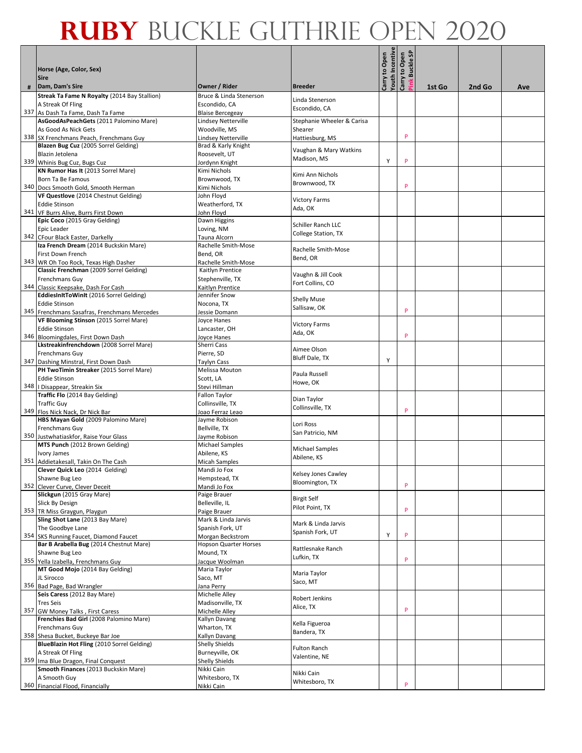# RUBY BUCKLE GUTHRIE OPEN 2020

| # | Horse (Age, Color, Sex)<br>Sire<br>Dam, Dam's Sire | Owner / Rider | Breeder | Carry to Open Youth Incentive | Carry to Open Pink Buckle SP | 1st Go | 2nd Go | Ave |
|---|---|---|---|---|---|---|---|---|
| 337 | **Streak Ta Fame N Royalty** (2014 Bay Stallion)<br>A Streak Of Fling<br>As Dash Ta Fame, Dash Ta Fame | Bruce & Linda Stenerson<br>Escondido, CA<br>Blaise Bercegeay | Linda Stenerson<br>Escondido, CA | | | | | |
| 338 | **AsGoodAsPeachGets** (2011 Palomino Mare)<br>As Good As Nick Gets<br>SX Frenchmans Peach, Frenchmans Guy | Lindsey Netterville<br>Woodville, MS<br>Lindsey Netterville | Stephanie Wheeler & Carisa Shearer<br>Hattiesburg, MS | | P | | | |
| 339 | **Blazen Bug Cuz** (2005 Sorrel Gelding)<br>Blazin Jetolena<br>Whinis Bug Cuz, Bugs Cuz | Brad & Karly Knight<br>Roosevelt, UT<br>Jordynn Knight | Vaughan & Mary Watkins<br>Madison, MS | Y | P | | | |
| 340 | **KN Rumor Has It** (2013 Sorrel Mare)<br>Born Ta Be Famous<br>Docs Smooth Gold, Smooth Herman | Kimi Nichols<br>Brownwood, TX<br>Kimi Nichols | Kimi Ann Nichols<br>Brownwood, TX | | P | | | |
| 341 | **VF Questlove** (2014 Chestnut Gelding)<br>Eddie Stinson<br>VF Burrs Alive, Burrs First Down | John Floyd<br>Weatherford, TX<br>John Floyd | Victory Farms<br>Ada, OK | | | | | |
| 342 | **Epic Coco** (2015 Gray Gelding)<br>Epic Leader<br>CFour Black Easter, Darkelly | Dawn Higgins<br>Loving, NM<br>Tauna Alcorn | Schiller Ranch LLC<br>College Station, TX | | | | | |
| 343 | **Iza French Dream** (2014 Buckskin Mare)<br>First Down French<br>WR Oh Too Rock, Texas High Dasher | Rachelle Smith-Mose<br>Bend, OR<br>Rachelle Smith-Mose | Rachelle Smith-Mose<br>Bend, OR | | | | | |
| 344 | **Classic Frenchman** (2009 Sorrel Gelding)<br>Frenchmans Guy<br>Classic Keepsake, Dash For Cash | Kaitlyn Prentice<br>Stephenville, TX<br>Kaitlyn Prentice | Vaughn & Jill Cook<br>Fort Collins, CO | | | | | |
| 345 | **EddiesInItToWinIt** (2016 Sorrel Gelding)<br>Eddie Stinson<br>Frenchmans Sasafras, Frenchmans Mercedes | Jennifer Snow<br>Nocona, TX<br>Jessie Domann | Shelly Muse<br>Sallisaw, OK | | P | | | |
| 346 | **VF Blooming Stinson** (2015 Sorrel Mare)<br>Eddie Stinson<br>Bloomingdales, First Down Dash | Joyce Hanes<br>Lancaster, OH<br>Joyce Hanes | Victory Farms<br>Ada, OK | | P | | | |
| 347 | **Lkstreakinfrenchdown** (2008 Sorrel Mare)<br>Frenchmans Guy<br>Dashing Minstral, First Down Dash | Sherri Cass<br>Pierre, SD<br>Taylyn Cass | Aimee Olson<br>Bluff Dale, TX | Y | | | | |
| 348 | **PH TwoTimin Streaker** (2015 Sorrel Mare)<br>Eddie Stinson<br>I Disappear, Streakin Six | Melissa Mouton<br>Scott, LA<br>Stevi Hillman | Paula Russell<br>Howe, OK | | | | | |
| 349 | **Traffic Flo** (2014 Bay Gelding)<br>Traffic Guy<br>Flos Nick Nack, Dr Nick Bar | Fallon Taylor<br>Collinsville, TX<br>Joao Ferraz Leao | Dian Taylor<br>Collinsville, TX | | P | | | |
| 350 | **HBS Mayan Gold** (2009 Palomino Mare)<br>Frenchmans Guy<br>Justwhatiaskfor, Raise Your Glass | Jayme Robison<br>Bellville, TX<br>Jayme Robison | Lori Ross<br>San Patricio, NM | | | | | |
| 351 | **MTS Punch** (2012 Brown Gelding)<br>Ivory James<br>Addietakesall, Takin On The Cash | Michael Samples<br>Abilene, KS<br>Micah Samples | Michael Samples<br>Abilene, KS | | | | | |
| 352 | **Clever Quick Leo** (2014 Gelding)<br>Shawne Bug Leo<br>Clever Curve, Clever Deceit | Mandi Jo Fox<br>Hempstead, TX<br>Mandi Jo Fox | Kelsey Jones Cawley<br>Bloomington, TX | | P | | | |
| 353 | **Slickgun** (2015 Gray Mare)<br>Slick By Design<br>TR Miss Graygun, Playgun | Paige Brauer<br>Belleville, IL<br>Paige Brauer | Birgit Self<br>Pilot Point, TX | | P | | | |
| 354 | **Sling Shot Lane** (2013 Bay Mare)<br>The Goodbye Lane<br>SKS Running Faucet, Diamond Faucet | Mark & Linda Jarvis<br>Spanish Fork, UT<br>Morgan Beckstrom | Mark & Linda Jarvis<br>Spanish Fork, UT | Y | P | | | |
| 355 | **Bar B Arabella Bug** (2014 Chestnut Mare)<br>Shawne Bug Leo<br>Yella Izabella, Frenchmans Guy | Hopson Quarter Horses<br>Mound, TX<br>Jacque Woolman | Rattlesnake Ranch<br>Lufkin, TX | | P | | | |
| 356 | **MT Good Mojo** (2014 Bay Gelding)<br>JL Sirocco<br>Bad Page, Bad Wrangler | Maria Taylor<br>Saco, MT<br>Jana Perry | Maria Taylor<br>Saco, MT | | | | | |
| 357 | **Seis Caress** (2012 Bay Mare)<br>Tres Seis<br>GW Money Talks , First Caress | Michelle Alley<br>Madisonville, TX<br>Michelle Alley | Robert Jenkins<br>Alice, TX | | P | | | |
| 358 | **Frenchies Bad Girl** (2008 Palomino Mare)<br>Frenchmans Guy<br>Shesa Bucket, Buckeye Bar Joe | Kallyn Davang<br>Wharton, TX<br>Kallyn Davang | Kella Figueroa<br>Bandera, TX | | | | | |
| 359 | **BlueBlazin Hot Fling** (2010 Sorrel Gelding)<br>A Streak Of Fling<br>Ima Blue Dragon, Final Conquest | Shelly Shields<br>Burneyville, OK<br>Shelly Shields | Fulton Ranch<br>Valentine, NE | | | | | |
| 360 | **Smooth Finances** (2013 Buckskin Mare)<br>A Smooth Guy<br>Financial Flood, Financially | Nikki Cain<br>Whitesboro, TX<br>Nikki Cain | Nikki Cain<br>Whitesboro, TX | | P | | | |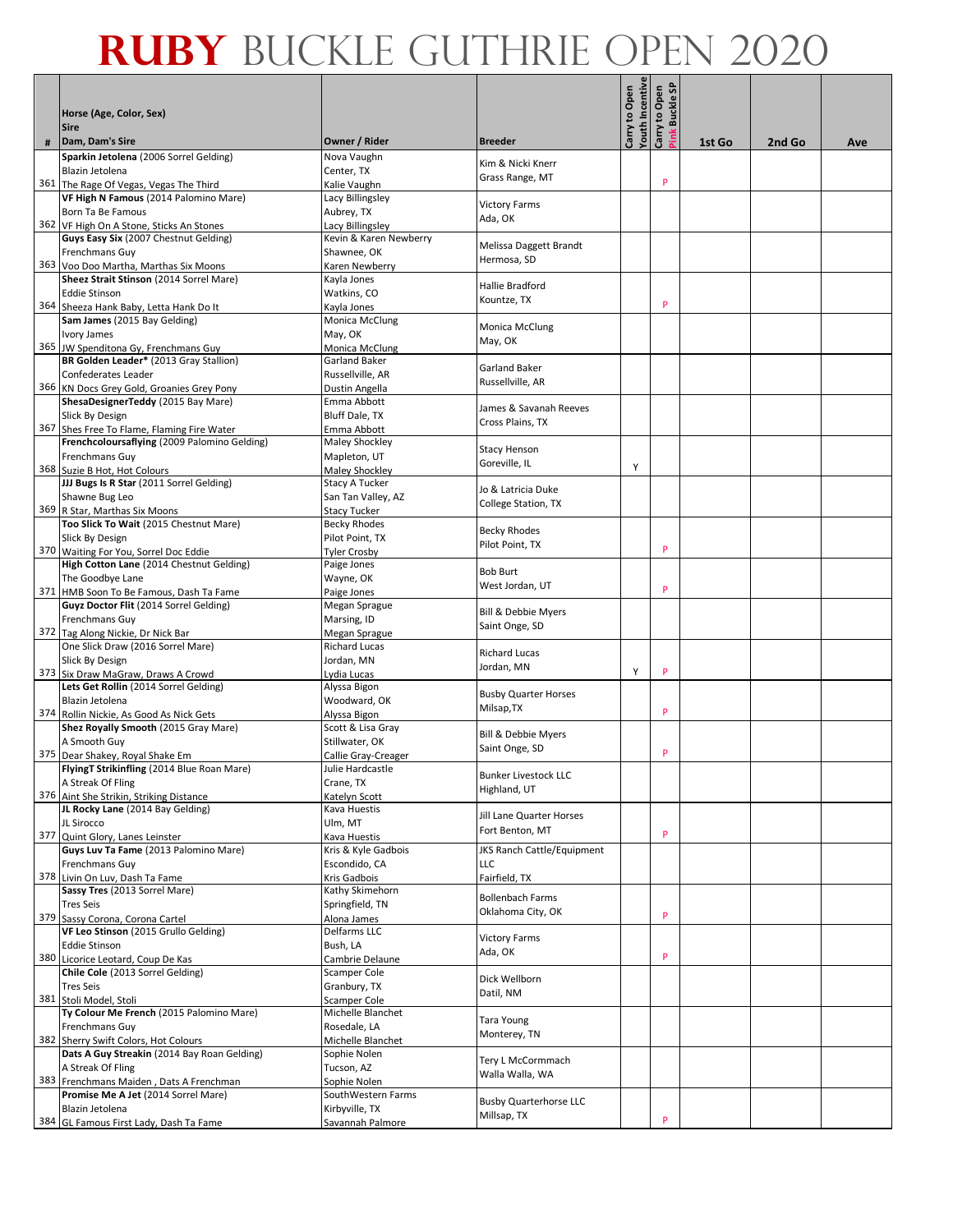# RUBY BUCKLE GUTHRIE OPEN 2020

| # | Horse (Age, Color, Sex)<br>Sire<br>Dam, Dam's Sire | Owner / Rider | Breeder | Carry to Open Youth Incentive | Carry to Open Pink Buckle SP | 1st Go | 2nd Go | Ave |
|---|---|---|---|---|---|---|---|---|
| 361 | **Sparkin Jetolena** (2006 Sorrel Gelding)<br>Blazin Jetolena<br>The Rage Of Vegas, Vegas The Third | Nova Vaughn<br>Center, TX<br>Kalie Vaughn | Kim & Nicki Knerr<br>Grass Range, MT | | P | | | |
| 362 | **VF High N Famous** (2014 Palomino Mare)<br>Born Ta Be Famous<br>VF High On A Stone, Sticks An Stones | Lacy Billingsley<br>Aubrey, TX<br>Lacy Billingsley | Victory Farms<br>Ada, OK | | | | | |
| 363 | **Guys Easy Six** (2007 Chestnut Gelding)<br>Frenchmans Guy<br>Voo Doo Martha, Marthas Six Moons | Kevin & Karen Newberry<br>Shawnee, OK<br>Karen Newberry | Melissa Daggett Brandt<br>Hermosa, SD | | | | | |
| 364 | **Sheez Strait Stinson** (2014 Sorrel Mare)<br>Eddie Stinson<br>Sheeza Hank Baby, Letta Hank Do It | Kayla Jones<br>Watkins, CO<br>Kayla Jones | Hallie Bradford<br>Kountze, TX | | P | | | |
| 365 | **Sam James** (2015 Bay Gelding)<br>Ivory James<br>JW Spenditona Gy, Frenchmans Guy | Monica McClung<br>May, OK<br>Monica McClung | Monica McClung<br>May, OK | | | | | |
| 366 | **BR Golden Leader*** (2013 Gray Stallion)<br>Confederates Leader<br>KN Docs Grey Gold, Groanies Grey Pony | Garland Baker<br>Russellville, AR<br>Dustin Angella | Garland Baker<br>Russellville, AR | | | | | |
| 367 | **ShesaDesignerTeddy** (2015 Bay Mare)<br>Slick By Design<br>Shes Free To Flame, Flaming Fire Water | Emma Abbott<br>Bluff Dale, TX<br>Emma Abbott | James & Savanah Reeves<br>Cross Plains, TX | | | | | |
| 368 | **Frenchcoloursaflying** (2009 Palomino Gelding)<br>Frenchmans Guy<br>Suzie B Hot, Hot Colours | Maley Shockley<br>Mapleton, UT<br>Maley Shockley | Stacy Henson<br>Goreville, IL | Y | | | | |
| 369 | **JJJ Bugs Is R Star** (2011 Sorrel Gelding)<br>Shawne Bug Leo<br>R Star, Marthas Six Moons | Stacy A Tucker<br>San Tan Valley, AZ<br>Stacy Tucker | Jo & Latricia Duke<br>College Station, TX | | | | | |
| 370 | **Too Slick To Wait** (2015 Chestnut Mare)<br>Slick By Design<br>Waiting For You, Sorrel Doc Eddie | Becky Rhodes<br>Pilot Point, TX<br>Tyler Crosby | Becky Rhodes<br>Pilot Point, TX | | P | | | |
| 371 | **High Cotton Lane** (2014 Chestnut Gelding)<br>The Goodbye Lane<br>HMB Soon To Be Famous, Dash Ta Fame | Paige Jones<br>Wayne, OK<br>Paige Jones | Bob Burt<br>West Jordan, UT | | P | | | |
| 372 | **Guyz Doctor Flit** (2014 Sorrel Gelding)<br>Frenchmans Guy<br>Tag Along Nickie, Dr Nick Bar | Megan Sprague<br>Marsing, ID<br>Megan Sprague | Bill & Debbie Myers<br>Saint Onge, SD | | | | | |
| 373 | One Slick Draw (2016 Sorrel Mare)<br>Slick By Design<br>Six Draw MaGraw, Draws A Crowd | Richard Lucas<br>Jordan, MN<br>Lydia Lucas | Richard Lucas<br>Jordan, MN | Y | P | | | |
| 374 | **Lets Get Rollin** (2014 Sorrel Gelding)<br>Blazin Jetolena<br>Rollin Nickie, As Good As Nick Gets | Alyssa Bigon<br>Woodward, OK<br>Alyssa Bigon | Busby Quarter Horses<br>Milsap,TX | | P | | | |
| 375 | **Shez Royally Smooth** (2015 Gray Mare)<br>A Smooth Guy<br>Dear Shakey, Royal Shake Em | Scott & Lisa Gray<br>Stillwater, OK<br>Callie Gray-Creager | Bill & Debbie Myers<br>Saint Onge, SD | | P | | | |
| 376 | **FlyingT Strikinfling** (2014 Blue Roan Mare)<br>A Streak Of Fling<br>Aint She Strikin, Striking Distance | Julie Hardcastle<br>Crane, TX<br>Katelyn Scott | Bunker Livestock LLC<br>Highland, UT | | | | | |
| 377 | **JL Rocky Lane** (2014 Bay Gelding)<br>JL Sirocco<br>Quint Glory, Lanes Leinster | Kava Huestis<br>Ulm, MT<br>Kava Huestis | Jill Lane Quarter Horses<br>Fort Benton, MT | | P | | | |
| 378 | **Guys Luv Ta Fame** (2013 Palomino Mare)<br>Frenchmans Guy<br>Livin On Luv, Dash Ta Fame | Kris & Kyle Gadbois<br>Escondido, CA<br>Kris Gadbois | JKS Ranch Cattle/Equipment LLC<br>Fairfield, TX | | | | | |
| 379 | **Sassy Tres** (2013 Sorrel Mare)<br>Tres Seis<br>Sassy Corona, Corona Cartel | Kathy Skimehorn<br>Springfield, TN<br>Alona James | Bollenbach Farms<br>Oklahoma City, OK | | P | | | |
| 380 | **VF Leo Stinson** (2015 Grullo Gelding)<br>Eddie Stinson<br>Licorice Leotard, Coup De Kas | Delfarms LLC<br>Bush, LA<br>Cambrie Delaune | Victory Farms<br>Ada, OK | | P | | | |
| 381 | **Chile Cole** (2013 Sorrel Gelding)<br>Tres Seis<br>Stoli Model, Stoli | Scamper Cole<br>Granbury, TX<br>Scamper Cole | Dick Wellborn<br>Datil, NM | | | | | |
| 382 | **Ty Colour Me French** (2015 Palomino Mare)<br>Frenchmans Guy<br>Sherry Swift Colors, Hot Colours | Michelle Blanchet<br>Rosedale, LA<br>Michelle Blanchet | Tara Young<br>Monterey, TN | | | | | |
| 383 | **Dats A Guy Streakin** (2014 Bay Roan Gelding)<br>A Streak Of Fling<br>Frenchmans Maiden , Dats A Frenchman | Sophie Nolen<br>Tucson, AZ<br>Sophie Nolen | Tery L McCormmach<br>Walla Walla, WA | | | | | |
| 384 | **Promise Me A Jet** (2014 Sorrel Mare)<br>Blazin Jetolena<br>GL Famous First Lady, Dash Ta Fame | SouthWestern Farms<br>Kirbyville, TX<br>Savannah Palmore | Busby Quarterhorse LLC<br>Millsap, TX | | P | | | |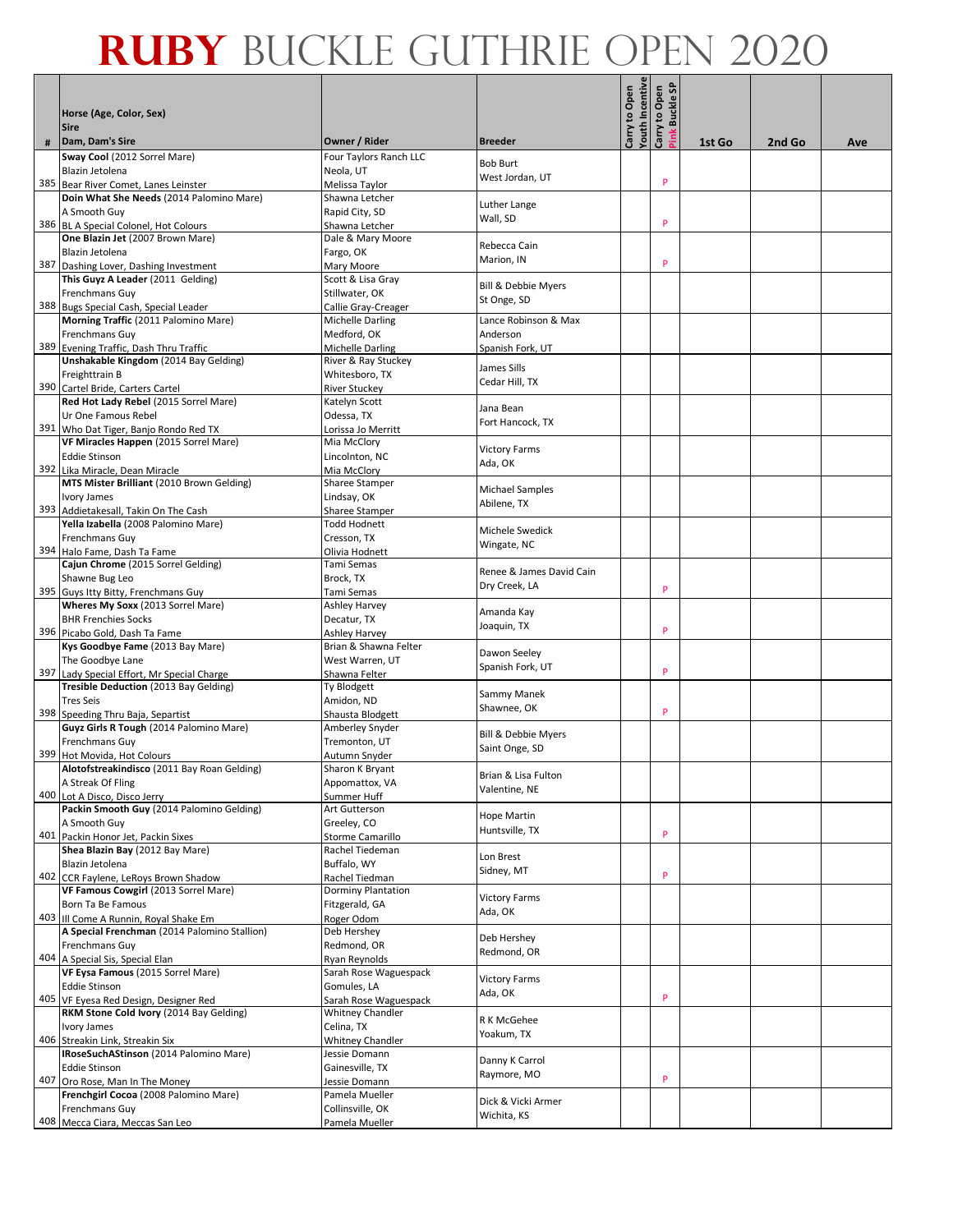# RUBY BUCKLE GUTHRIE OPEN 2020

| # | Horse (Age, Color, Sex)<br>Sire<br>Dam, Dam's Sire | Owner / Rider | Breeder | Carry to Open Youth Incentive | Carry to Open Pink Buckle SP | 1st Go | 2nd Go | Ave |
|---|---|---|---|---|---|---|---|---|
| 385 | **Sway Cool** (2012 Sorrel Mare)<br>Blazin Jetolena<br>Bear River Comet, Lanes Leinster | Four Taylors Ranch LLC<br>Neola, UT<br>Melissa Taylor | Bob Burt<br>West Jordan, UT | | P | | | |
| 386 | **Doin What She Needs** (2014 Palomino Mare)<br>A Smooth Guy<br>BL A Special Colonel, Hot Colours | Shawna Letcher<br>Rapid City, SD<br>Shawna Letcher | Luther Lange<br>Wall, SD | | P | | | |
| 387 | **One Blazin Jet** (2007 Brown Mare)<br>Blazin Jetolena<br>Dashing Lover, Dashing Investment | Dale & Mary Moore<br>Fargo, OK<br>Mary Moore | Rebecca Cain<br>Marion, IN | | P | | | |
| 388 | **This Guyz A Leader** (2011 Gelding)<br>Frenchmans Guy<br>Bugs Special Cash, Special Leader | Scott & Lisa Gray<br>Stillwater, OK<br>Callie Gray-Creager | Bill & Debbie Myers<br>St Onge, SD | | | | | |
| 389 | **Morning Traffic** (2011 Palomino Mare)<br>Frenchmans Guy<br>Evening Traffic, Dash Thru Traffic | Michelle Darling<br>Medford, OK<br>Michelle Darling | Lance Robinson & Max Anderson<br>Spanish Fork, UT | | | | | |
| 390 | **Unshakable Kingdom** (2014 Bay Gelding)<br>Freighttrain B<br>Cartel Bride, Carters Cartel | River & Ray Stuckey<br>Whitesboro, TX<br>River Stuckey | James Sills<br>Cedar Hill, TX | | | | | |
| 391 | **Red Hot Lady Rebel** (2015 Sorrel Mare)<br>Ur One Famous Rebel<br>Who Dat Tiger, Banjo Rondo Red TX | Katelyn Scott<br>Odessa, TX<br>Lorissa Jo Merritt | Jana Bean<br>Fort Hancock, TX | | | | | |
| 392 | **VF Miracles Happen** (2015 Sorrel Mare)<br>Eddie Stinson<br>Lika Miracle, Dean Miracle | Mia McClory<br>Lincolnton, NC<br>Mia McClory | Victory Farms<br>Ada, OK | | | | | |
| 393 | **MTS Mister Brilliant** (2010 Brown Gelding)<br>Ivory James<br>Addietakesall, Takin On The Cash | Sharee Stamper<br>Lindsay, OK<br>Sharee Stamper | Michael Samples<br>Abilene, TX | | | | | |
| 394 | **Yella Izabella** (2008 Palomino Mare)<br>Frenchmans Guy<br>Halo Fame, Dash Ta Fame | Todd Hodnett<br>Cresson, TX<br>Olivia Hodnett | Michele Swedick<br>Wingate, NC | | | | | |
| 395 | **Cajun Chrome** (2015 Sorrel Gelding)<br>Shawne Bug Leo<br>Guys Itty Bitty, Frenchmans Guy | Tami Semas<br>Brock, TX<br>Tami Semas | Renee & James David Cain<br>Dry Creek, LA | | P | | | |
| 396 | **Wheres My Soxx** (2013 Sorrel Mare)<br>BHR Frenchies Socks<br>Picabo Gold, Dash Ta Fame | Ashley Harvey<br>Decatur, TX<br>Ashley Harvey | Amanda Kay<br>Joaquin, TX | | P | | | |
| 397 | **Kys Goodbye Fame** (2013 Bay Mare)<br>The Goodbye Lane<br>Lady Special Effort, Mr Special Charge | Brian & Shawna Felter<br>West Warren, UT<br>Shawna Felter | Dawon Seeley<br>Spanish Fork, UT | | P | | | |
| 398 | **Tresible Deduction** (2013 Bay Gelding)<br>Tres Seis<br>Speeding Thru Baja, Separtist | Ty Blodgett<br>Amidon, ND<br>Shausta Blodgett | Sammy Manek<br>Shawnee, OK | | P | | | |
| 399 | **Guyz Girls R Tough** (2014 Palomino Mare)<br>Frenchmans Guy<br>Hot Movida, Hot Colours | Amberley Snyder<br>Tremonton, UT<br>Autumn Snyder | Bill & Debbie Myers<br>Saint Onge, SD | | | | | |
| 400 | **Alotofstreakindisco** (2011 Bay Roan Gelding)<br>A Streak Of Fling<br>Lot A Disco, Disco Jerry | Sharon K Bryant<br>Appomattox, VA<br>Summer Huff | Brian & Lisa Fulton<br>Valentine, NE | | | | | |
| 401 | **Packin Smooth Guy** (2014 Palomino Gelding)<br>A Smooth Guy<br>Packin Honor Jet, Packin Sixes | Art Gutterson<br>Greeley, CO<br>Storme Camarillo | Hope Martin<br>Huntsville, TX | | P | | | |
| 402 | **Shea Blazin Bay** (2012 Bay Mare)<br>Blazin Jetolena<br>CCR Faylene, LeRoys Brown Shadow | Rachel Tiedeman<br>Buffalo, WY<br>Rachel Tiedman | Lon Brest<br>Sidney, MT | | P | | | |
| 403 | **VF Famous Cowgirl** (2013 Sorrel Mare)<br>Born Ta Be Famous<br>Ill Come A Runnin, Royal Shake Em | Dorminy Plantation<br>Fitzgerald, GA<br>Roger Odom | Victory Farms<br>Ada, OK | | | | | |
| 404 | **A Special Frenchman** (2014 Palomino Stallion)<br>Frenchmans Guy<br>A Special Sis, Special Elan | Deb Hershey<br>Redmond, OR<br>Ryan Reynolds | Deb Hershey<br>Redmond, OR | | | | | |
| 405 | **VF Eysa Famous** (2015 Sorrel Mare)<br>Eddie Stinson<br>VF Eyesa Red Design, Designer Red | Sarah Rose Waguespack<br>Gomules, LA<br>Sarah Rose Waguespack | Victory Farms<br>Ada, OK | | P | | | |
| 406 | **RKM Stone Cold Ivory** (2014 Bay Gelding)<br>Ivory James<br>Streakin Link, Streakin Six | Whitney Chandler<br>Celina, TX<br>Whitney Chandler | R K McGehee<br>Yoakum, TX | | | | | |
| 407 | **IRoseSuchAStinson** (2014 Palomino Mare)<br>Eddie Stinson<br>Oro Rose, Man In The Money | Jessie Domann<br>Gainesville, TX<br>Jessie Domann | Danny K Carrol<br>Raymore, MO | | P | | | |
| 408 | **Frenchgirl Cocoa** (2008 Palomino Mare)<br>Frenchmans Guy<br>Mecca Ciara, Meccas San Leo | Pamela Mueller<br>Collinsville, OK<br>Pamela Mueller | Dick & Vicki Armer<br>Wichita, KS | | | | | |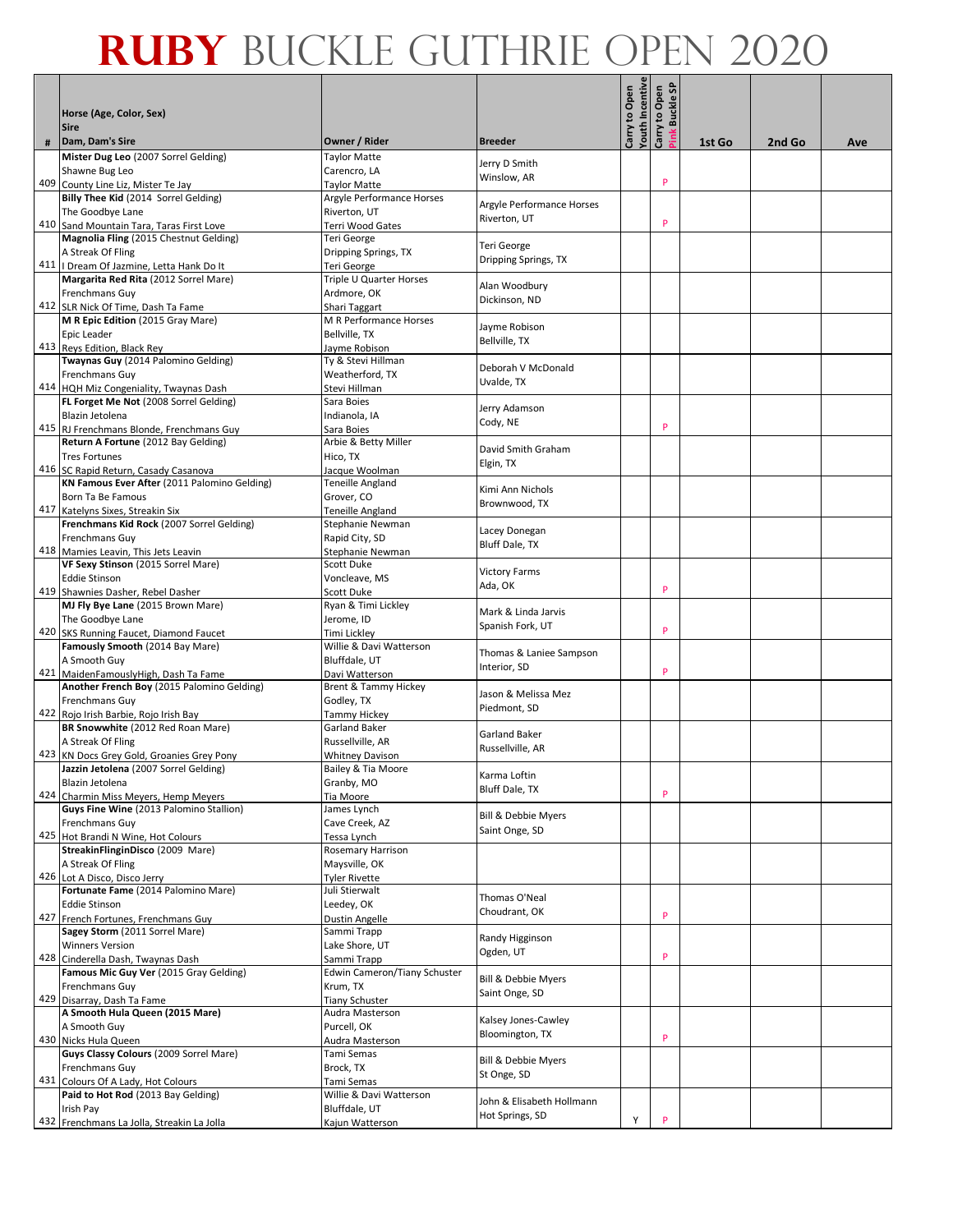# RUBY BUCKLE GUTHRIE OPEN 2020

| # | Horse (Age, Color, Sex)<br>Sire<br>Dam, Dam's Sire | Owner / Rider | Breeder | Carry to Open Youth Incentive | Carry to Open Pink Buckle SP | 1st Go | 2nd Go | Ave |
|---|---|---|---|---|---|---|---|---|
| 409 | **Mister Dug Leo** (2007 Sorrel Gelding)<br>Shawne Bug Leo<br>County Line Liz, Mister Te Jay | Taylor Matte<br>Carencro, LA<br>Taylor Matte | Jerry D Smith<br>Winslow, AR | | P | | | |
| 410 | **Billy Thee Kid** (2014 Sorrel Gelding)<br>The Goodbye Lane<br>Sand Mountain Tara, Taras First Love | Argyle Performance Horses<br>Riverton, UT<br>Terri Wood Gates | Argyle Performance Horses<br>Riverton, UT | | P | | | |
| 411 | **Magnolia Fling** (2015 Chestnut Gelding)<br>A Streak Of Fling<br>I Dream Of Jazmine, Letta Hank Do It | Teri George<br>Dripping Springs, TX<br>Teri George | Teri George<br>Dripping Springs, TX | | | | | |
| 412 | **Margarita Red Rita** (2012 Sorrel Mare)<br>Frenchmans Guy<br>SLR Nick Of Time, Dash Ta Fame | Triple U Quarter Horses<br>Ardmore, OK<br>Shari Taggart | Alan Woodbury<br>Dickinson, ND | | | | | |
| 413 | **M R Epic Edition** (2015 Gray Mare)<br>Epic Leader<br>Reys Edition, Black Rey | M R Performance Horses<br>Bellville, TX<br>Jayme Robison | Jayme Robison<br>Bellville, TX | | | | | |
| 414 | **Twaynas Guy** (2014 Palomino Gelding)<br>Frenchmans Guy<br>HQH Miz Congeniality, Twaynas Dash | Ty & Stevi Hillman<br>Weatherford, TX<br>Stevi Hillman | Deborah V McDonald<br>Uvalde, TX | | | | | |
| 415 | **FL Forget Me Not** (2008 Sorrel Gelding)<br>Blazin Jetolena<br>RJ Frenchmans Blonde, Frenchmans Guy | Sara Boies<br>Indianola, IA<br>Sara Boies | Jerry Adamson<br>Cody, NE | | P | | | |
| 416 | **Return A Fortune** (2012 Bay Gelding)<br>Tres Fortunes<br>SC Rapid Return, Casady Casanova | Arbie & Betty Miller<br>Hico, TX<br>Jacque Woolman | David Smith Graham<br>Elgin, TX | | | | | |
| 417 | **KN Famous Ever After** (2011 Palomino Gelding)<br>Born Ta Be Famous<br>Katelyns Sixes, Streakin Six | Teneille Angland<br>Grover, CO<br>Teneille Angland | Kimi Ann Nichols<br>Brownwood, TX | | | | | |
| 418 | **Frenchmans Kid Rock** (2007 Sorrel Gelding)<br>Frenchmans Guy<br>Mamies Leavin, This Jets Leavin | Stephanie Newman<br>Rapid City, SD<br>Stephanie Newman | Lacey Donegan<br>Bluff Dale, TX | | | | | |
| 419 | **VF Sexy Stinson** (2015 Sorrel Mare)<br>Eddie Stinson<br>Shawnies Dasher, Rebel Dasher | Scott Duke<br>Voncleave, MS<br>Scott Duke | Victory Farms<br>Ada, OK | | P | | | |
| 420 | **MJ Fly Bye Lane** (2015 Brown Mare)<br>The Goodbye Lane<br>SKS Running Faucet, Diamond Faucet | Ryan & Timi Lickley<br>Jerome, ID<br>Timi Lickley | Mark & Linda Jarvis<br>Spanish Fork, UT | | P | | | |
| 421 | **Famously Smooth** (2014 Bay Mare)<br>A Smooth Guy<br>MaidenFamouslyHigh, Dash Ta Fame | Willie & Davi Watterson<br>Bluffdale, UT<br>Davi Watterson | Thomas & Laniee Sampson<br>Interior, SD | | P | | | |
| 422 | **Another French Boy** (2015 Palomino Gelding)<br>Frenchmans Guy<br>Rojo Irish Barbie, Rojo Irish Bay | Brent & Tammy Hickey<br>Godley, TX<br>Tammy Hickey | Jason & Melissa Mez<br>Piedmont, SD | | | | | |
| 423 | **BR Snowwhite** (2012 Red Roan Mare)<br>A Streak Of Fling<br>KN Docs Grey Gold, Groanies Grey Pony | Garland Baker<br>Russellville, AR<br>Whitney Davison | Garland Baker<br>Russellville, AR | | | | | |
| 424 | **Jazzin Jetolena** (2007 Sorrel Gelding)<br>Blazin Jetolena<br>Charmin Miss Meyers, Hemp Meyers | Bailey & Tia Moore<br>Granby, MO<br>Tia Moore | Karma Loftin<br>Bluff Dale, TX | | P | | | |
| 425 | **Guys Fine Wine** (2013 Palomino Stallion)<br>Frenchmans Guy<br>Hot Brandi N Wine, Hot Colours | James Lynch<br>Cave Creek, AZ<br>Tessa Lynch | Bill & Debbie Myers<br>Saint Onge, SD | | | | | |
| 426 | **StreakinFlinginDisco** (2009 Mare)<br>A Streak Of Fling<br>Lot A Disco, Disco Jerry | Rosemary Harrison<br>Maysville, OK<br>Tyler Rivette | | | | | | |
| 427 | **Fortunate Fame** (2014 Palomino Mare)<br>Eddie Stinson<br>French Fortunes, Frenchmans Guy | Juli Stierwalt<br>Leedey, OK<br>Dustin Angelle | Thomas O'Neal<br>Choudrant, OK | | P | | | |
| 428 | **Sagey Storm** (2011 Sorrel Mare)<br>Winners Version<br>Cinderella Dash, Twaynas Dash | Sammi Trapp<br>Lake Shore, UT<br>Sammi Trapp | Randy Higginson<br>Ogden, UT | | P | | | |
| 429 | **Famous Mic Guy Ver** (2015 Gray Gelding)<br>Frenchmans Guy<br>Disarray, Dash Ta Fame | Edwin Cameron/Tiany Schuster<br>Krum, TX<br>Tiany Schuster | Bill & Debbie Myers<br>Saint Onge, SD | | | | | |
| 430 | **A Smooth Hula Queen (2015 Mare)**<br>A Smooth Guy<br>Nicks Hula Queen | Audra Masterson<br>Purcell, OK<br>Audra Masterson | Kalsey Jones-Cawley<br>Bloomington, TX | | P | | | |
| 431 | **Guys Classy Colours** (2009 Sorrel Mare)<br>Frenchmans Guy<br>Colours Of A Lady, Hot Colours | Tami Semas<br>Brock, TX<br>Tami Semas | Bill & Debbie Myers<br>St Onge, SD | | | | | |
| 432 | **Paid to Hot Rod** (2013 Bay Gelding)<br>Irish Pay<br>Frenchmans La Jolla, Streakin La Jolla | Willie & Davi Watterson<br>Bluffdale, UT<br>Kajun Watterson | John & Elisabeth Hollmann<br>Hot Springs, SD | Y | P | | | |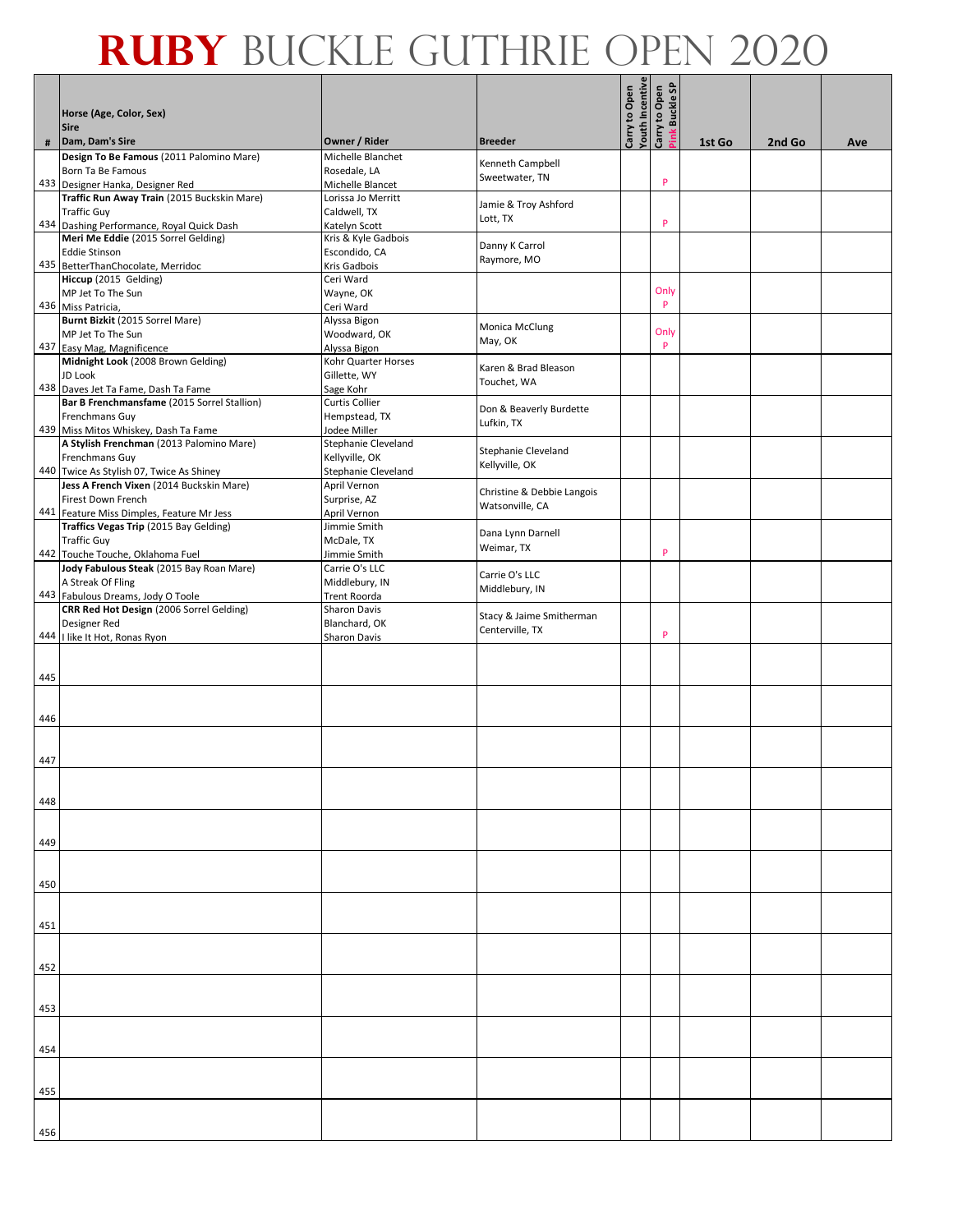# RUBY BUCKLE GUTHRIE OPEN 2020

| # | Horse (Age, Color, Sex)<br>Sire<br>Dam, Dam's Sire | Owner / Rider | Breeder | Carry to Open Youth Incentive | Carry to Open Pink Buckle SP | 1st Go | 2nd Go | Ave |
|---|---|---|---|---|---|---|---|---|
| 433 | **Design To Be Famous** (2011 Palomino Mare)<br>Born Ta Be Famous<br>Designer Hanka, Designer Red | Michelle Blanchet<br>Rosedale, LA<br>Michelle Blancet | Kenneth Campbell<br>Sweetwater, TN | | P | | | |
| 434 | **Traffic Run Away Train** (2015 Buckskin Mare)<br>Traffic Guy<br>Dashing Performance, Royal Quick Dash | Lorissa Jo Merritt<br>Caldwell, TX<br>Katelyn Scott | Jamie & Troy Ashford<br>Lott, TX | | P | | | |
| 435 | **Meri Me Eddie** (2015 Sorrel Gelding)<br>Eddie Stinson<br>BetterThanChocolate, Merridoc | Kris & Kyle Gadbois<br>Escondido, CA<br>Kris Gadbois | Danny K Carrol<br>Raymore, MO | | | | | |
| 436 | **Hiccup** (2015 Gelding)<br>MP Jet To The Sun<br>Miss Patricia, | Ceri Ward<br>Wayne, OK<br>Ceri Ward | | | Only P | | | |
| 437 | **Burnt Bizkit** (2015 Sorrel Mare)<br>MP Jet To The Sun<br>Easy Mag, Magnificence | Alyssa Bigon<br>Woodward, OK<br>Alyssa Bigon | Monica McClung<br>May, OK | | Only P | | | |
| 438 | **Midnight Look** (2008 Brown Gelding)<br>JD Look<br>Daves Jet Ta Fame, Dash Ta Fame | Kohr Quarter Horses<br>Gillette, WY<br>Sage Kohr | Karen & Brad Bleason<br>Touchet, WA | | | | | |
| 439 | **Bar B Frenchmansfame** (2015 Sorrel Stallion)<br>Frenchmans Guy<br>Miss Mitos Whiskey, Dash Ta Fame | Curtis Collier<br>Hempstead, TX<br>Jodee Miller | Don & Beaverly Burdette<br>Lufkin, TX | | | | | |
| 440 | **A Stylish Frenchman** (2013 Palomino Mare)<br>Frenchmans Guy<br>Twice As Stylish 07, Twice As Shiney | Stephanie Cleveland<br>Kellyville, OK<br>Stephanie Cleveland | Stephanie Cleveland<br>Kellyville, OK | | | | | |
| 441 | **Jess A French Vixen** (2014 Buckskin Mare)<br>Firest Down French<br>Feature Miss Dimples, Feature Mr Jess | April Vernon<br>Surprise, AZ<br>April Vernon | Christine & Debbie Langois<br>Watsonville, CA | | | | | |
| 442 | **Traffics Vegas Trip** (2015 Bay Gelding)<br>Traffic Guy<br>Touche Touche, Oklahoma Fuel | Jimmie Smith<br>McDale, TX<br>Jimmie Smith | Dana Lynn Darnell<br>Weimar, TX | | P | | | |
| 443 | **Jody Fabulous Steak** (2015 Bay Roan Mare)<br>A Streak Of Fling<br>Fabulous Dreams, Jody O Toole | Carrie O's LLC<br>Middlebury, IN<br>Trent Roorda | Carrie O's LLC<br>Middlebury, IN | | | | | |
| 444 | **CRR Red Hot Design** (2006 Sorrel Gelding)<br>Designer Red<br>I like It Hot, Ronas Ryon | Sharon Davis<br>Blanchard, OK<br>Sharon Davis | Stacy & Jaime Smitherman<br>Centerville, TX | | P | | | |
| 445 | | | | | | | | |
| 446 | | | | | | | | |
| 447 | | | | | | | | |
| 448 | | | | | | | | |
| 449 | | | | | | | | |
| 450 | | | | | | | | |
| 451 | | | | | | | | |
| 452 | | | | | | | | |
| 453 | | | | | | | | |
| 454 | | | | | | | | |
| 455 | | | | | | | | |
| 456 | | | | | | | | |